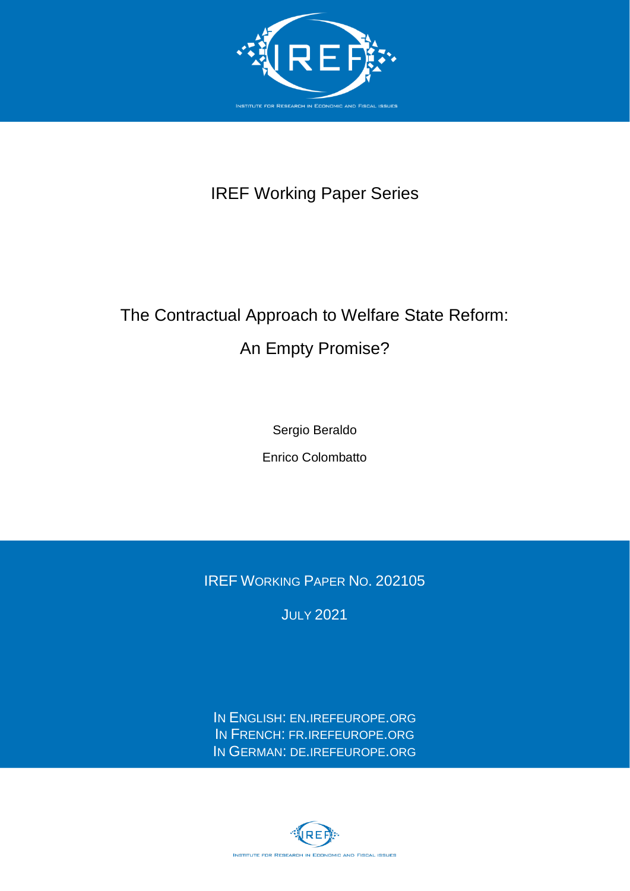IREF Working Paper Series

# The Contractual Approach to Welfare State Reform: An Empty Promise?

Sergio Beraldo

Enrico Colombatto

IREF WORKING PAPER NO. 202105

JULY 2021

IN ENGLISH: EN.IREFEUROPE.ORG
IN FRENCH: FR.IREFEUROPE.ORG
IN GERMAN: DE.IREFEUROPE.ORG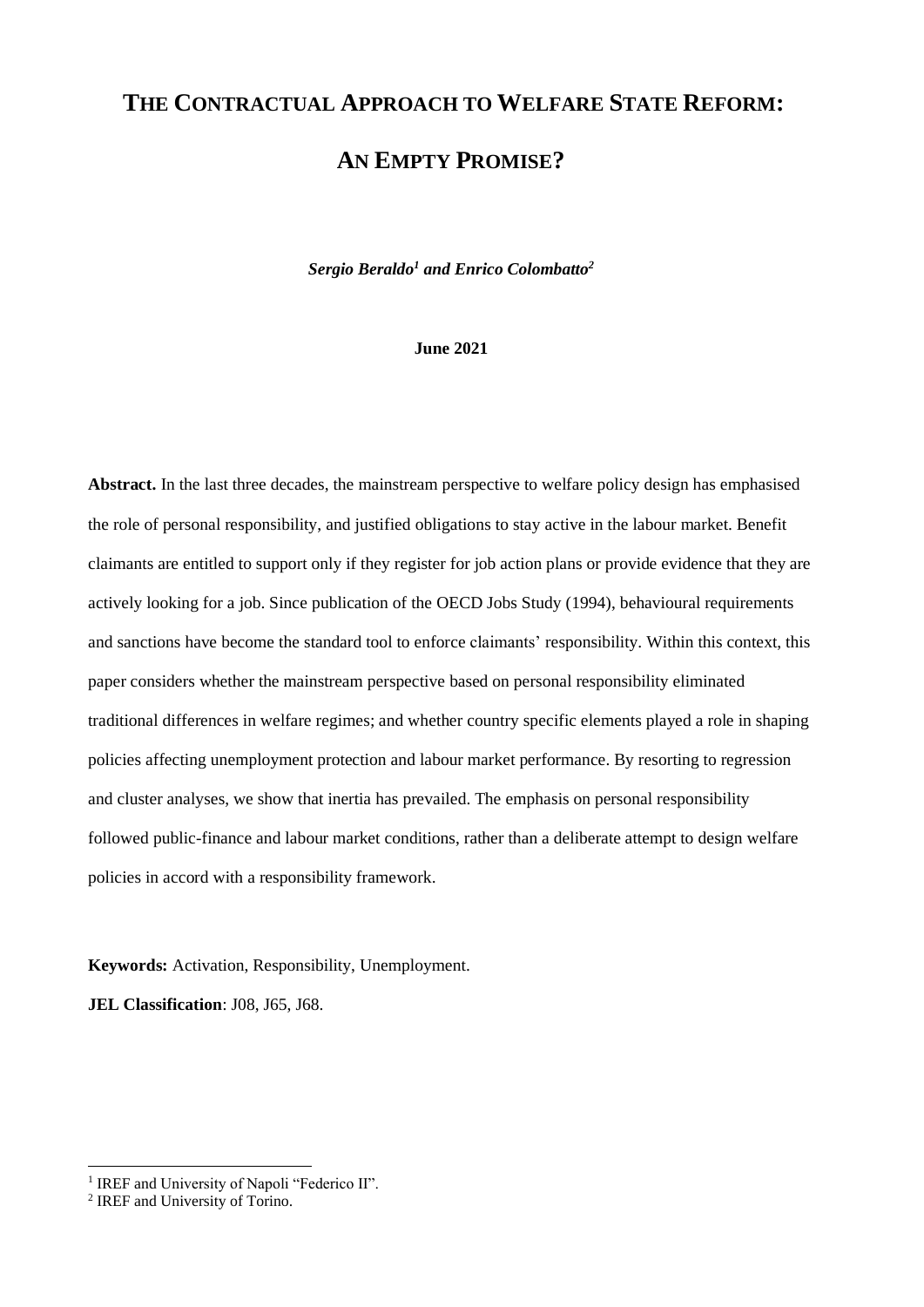# The Contractual Approach to Welfare State Reform: An Empty Promise?

***Sergio Beraldo[1] and Enrico Colombatto[2]***

**June 2021**

**Abstract.** In the last three decades, the mainstream perspective to welfare policy design has emphasised the role of personal responsibility, and justified obligations to stay active in the labour market. Benefit claimants are entitled to support only if they register for job action plans or provide evidence that they are actively looking for a job. Since publication of the OECD Jobs Study (1994), behavioural requirements and sanctions have become the standard tool to enforce claimants' responsibility. Within this context, this paper considers whether the mainstream perspective based on personal responsibility eliminated traditional differences in welfare regimes; and whether country specific elements played a role in shaping policies affecting unemployment protection and labour market performance. By resorting to regression and cluster analyses, we show that inertia has prevailed. The emphasis on personal responsibility followed public-finance and labour market conditions, rather than a deliberate attempt to design welfare policies in accord with a responsibility framework.

**Keywords:** Activation, Responsibility, Unemployment.

**JEL Classification**: J08, J65, J68.

[1] IREF and University of Napoli "Federico II".

[2] IREF and University of Torino.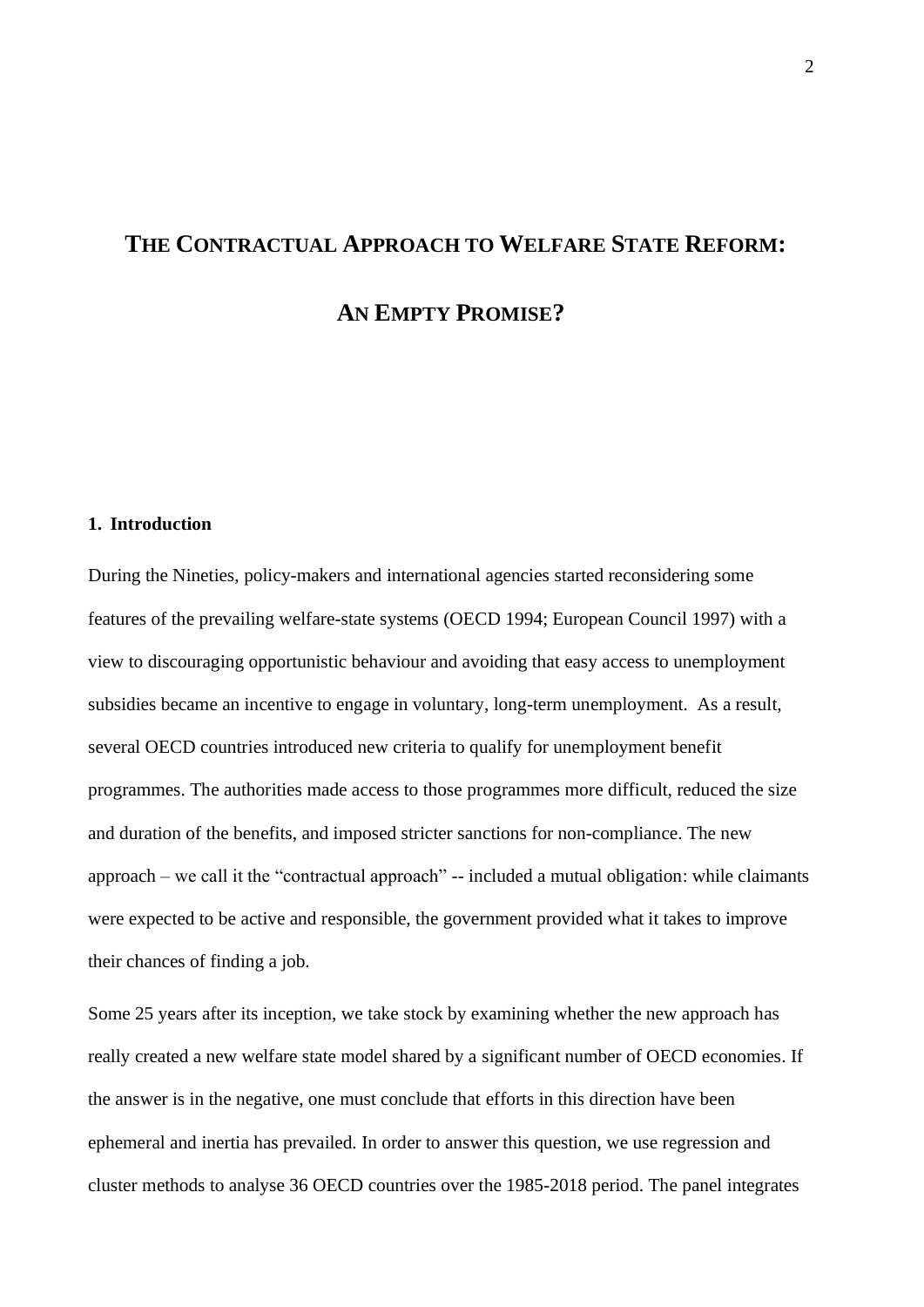# THE CONTRACTUAL APPROACH TO WELFARE STATE REFORM:

# AN EMPTY PROMISE?

## 1. Introduction

During the Nineties, policy-makers and international agencies started reconsidering some features of the prevailing welfare-state systems (OECD 1994; European Council 1997) with a view to discouraging opportunistic behaviour and avoiding that easy access to unemployment subsidies became an incentive to engage in voluntary, long-term unemployment. As a result, several OECD countries introduced new criteria to qualify for unemployment benefit programmes. The authorities made access to those programmes more difficult, reduced the size and duration of the benefits, and imposed stricter sanctions for non-compliance. The new approach – we call it the "contractual approach" -- included a mutual obligation: while claimants were expected to be active and responsible, the government provided what it takes to improve their chances of finding a job.

Some 25 years after its inception, we take stock by examining whether the new approach has really created a new welfare state model shared by a significant number of OECD economies. If the answer is in the negative, one must conclude that efforts in this direction have been ephemeral and inertia has prevailed. In order to answer this question, we use regression and cluster methods to analyse 36 OECD countries over the 1985-2018 period. The panel integrates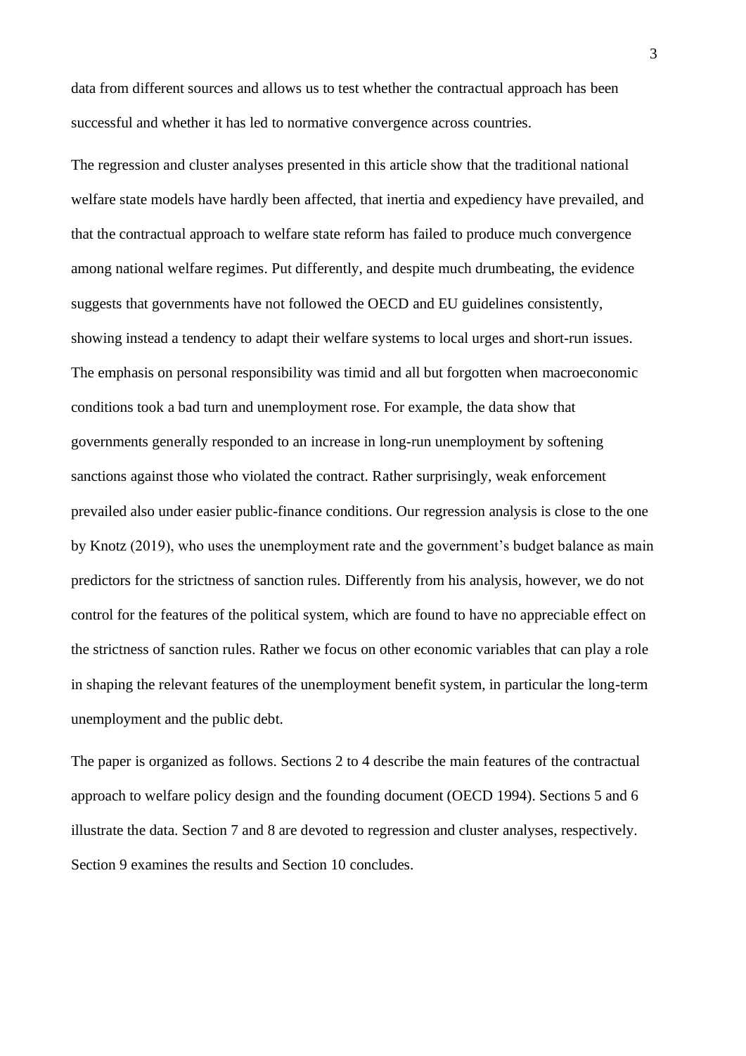data from different sources and allows us to test whether the contractual approach has been successful and whether it has led to normative convergence across countries.

The regression and cluster analyses presented in this article show that the traditional national welfare state models have hardly been affected, that inertia and expediency have prevailed, and that the contractual approach to welfare state reform has failed to produce much convergence among national welfare regimes. Put differently, and despite much drumbeating, the evidence suggests that governments have not followed the OECD and EU guidelines consistently, showing instead a tendency to adapt their welfare systems to local urges and short-run issues. The emphasis on personal responsibility was timid and all but forgotten when macroeconomic conditions took a bad turn and unemployment rose. For example, the data show that governments generally responded to an increase in long-run unemployment by softening sanctions against those who violated the contract. Rather surprisingly, weak enforcement prevailed also under easier public-finance conditions. Our regression analysis is close to the one by Knotz (2019), who uses the unemployment rate and the government's budget balance as main predictors for the strictness of sanction rules. Differently from his analysis, however, we do not control for the features of the political system, which are found to have no appreciable effect on the strictness of sanction rules. Rather we focus on other economic variables that can play a role in shaping the relevant features of the unemployment benefit system, in particular the long-term unemployment and the public debt.

The paper is organized as follows. Sections 2 to 4 describe the main features of the contractual approach to welfare policy design and the founding document (OECD 1994). Sections 5 and 6 illustrate the data. Section 7 and 8 are devoted to regression and cluster analyses, respectively. Section 9 examines the results and Section 10 concludes.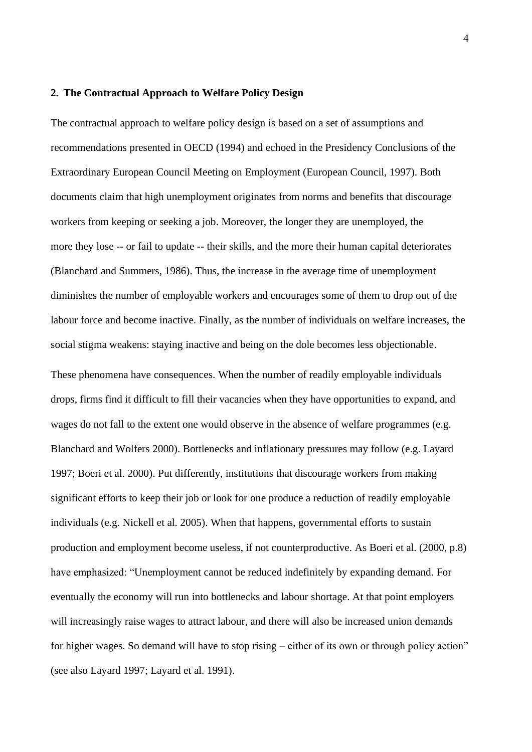## 2. The Contractual Approach to Welfare Policy Design

The contractual approach to welfare policy design is based on a set of assumptions and recommendations presented in OECD (1994) and echoed in the Presidency Conclusions of the Extraordinary European Council Meeting on Employment (European Council, 1997). Both documents claim that high unemployment originates from norms and benefits that discourage workers from keeping or seeking a job. Moreover, the longer they are unemployed, the more they lose -- or fail to update -- their skills, and the more their human capital deteriorates (Blanchard and Summers, 1986). Thus, the increase in the average time of unemployment diminishes the number of employable workers and encourages some of them to drop out of the labour force and become inactive. Finally, as the number of individuals on welfare increases, the social stigma weakens: staying inactive and being on the dole becomes less objectionable.

These phenomena have consequences. When the number of readily employable individuals drops, firms find it difficult to fill their vacancies when they have opportunities to expand, and wages do not fall to the extent one would observe in the absence of welfare programmes (e.g. Blanchard and Wolfers 2000). Bottlenecks and inflationary pressures may follow (e.g. Layard 1997; Boeri et al. 2000). Put differently, institutions that discourage workers from making significant efforts to keep their job or look for one produce a reduction of readily employable individuals (e.g. Nickell et al. 2005). When that happens, governmental efforts to sustain production and employment become useless, if not counterproductive. As Boeri et al. (2000, p.8) have emphasized: "Unemployment cannot be reduced indefinitely by expanding demand. For eventually the economy will run into bottlenecks and labour shortage. At that point employers will increasingly raise wages to attract labour, and there will also be increased union demands for higher wages. So demand will have to stop rising – either of its own or through policy action" (see also Layard 1997; Layard et al. 1991).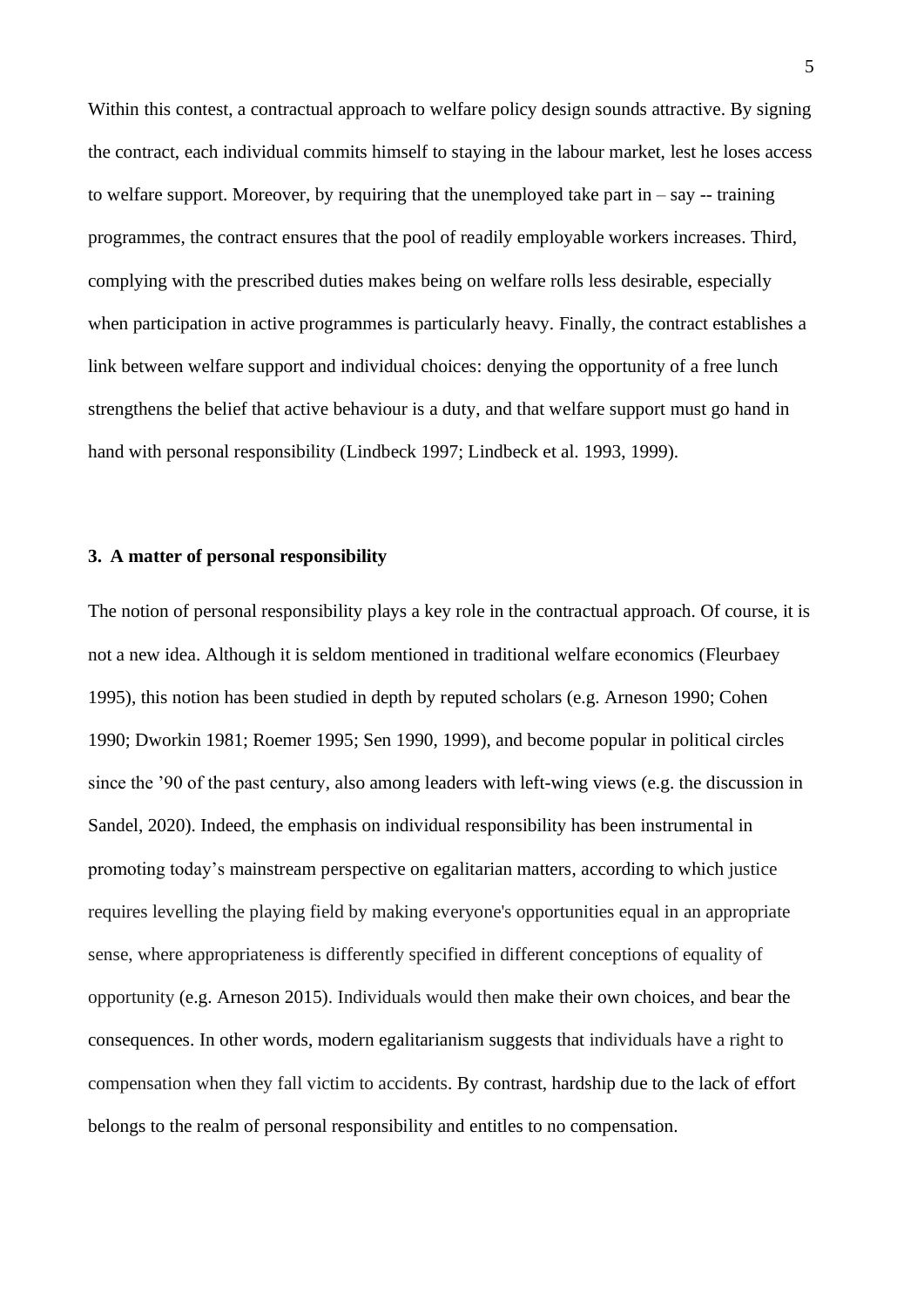Within this contest, a contractual approach to welfare policy design sounds attractive. By signing the contract, each individual commits himself to staying in the labour market, lest he loses access to welfare support. Moreover, by requiring that the unemployed take part in – say -- training programmes, the contract ensures that the pool of readily employable workers increases. Third, complying with the prescribed duties makes being on welfare rolls less desirable, especially when participation in active programmes is particularly heavy. Finally, the contract establishes a link between welfare support and individual choices: denying the opportunity of a free lunch strengthens the belief that active behaviour is a duty, and that welfare support must go hand in hand with personal responsibility (Lindbeck 1997; Lindbeck et al. 1993, 1999).

### 3. A matter of personal responsibility

The notion of personal responsibility plays a key role in the contractual approach. Of course, it is not a new idea. Although it is seldom mentioned in traditional welfare economics (Fleurbaey 1995), this notion has been studied in depth by reputed scholars (e.g. Arneson 1990; Cohen 1990; Dworkin 1981; Roemer 1995; Sen 1990, 1999), and become popular in political circles since the '90 of the past century, also among leaders with left-wing views (e.g. the discussion in Sandel, 2020). Indeed, the emphasis on individual responsibility has been instrumental in promoting today's mainstream perspective on egalitarian matters, according to which justice requires levelling the playing field by making everyone's opportunities equal in an appropriate sense, where appropriateness is differently specified in different conceptions of equality of opportunity (e.g. Arneson 2015). Individuals would then make their own choices, and bear the consequences. In other words, modern egalitarianism suggests that individuals have a right to compensation when they fall victim to accidents. By contrast, hardship due to the lack of effort belongs to the realm of personal responsibility and entitles to no compensation.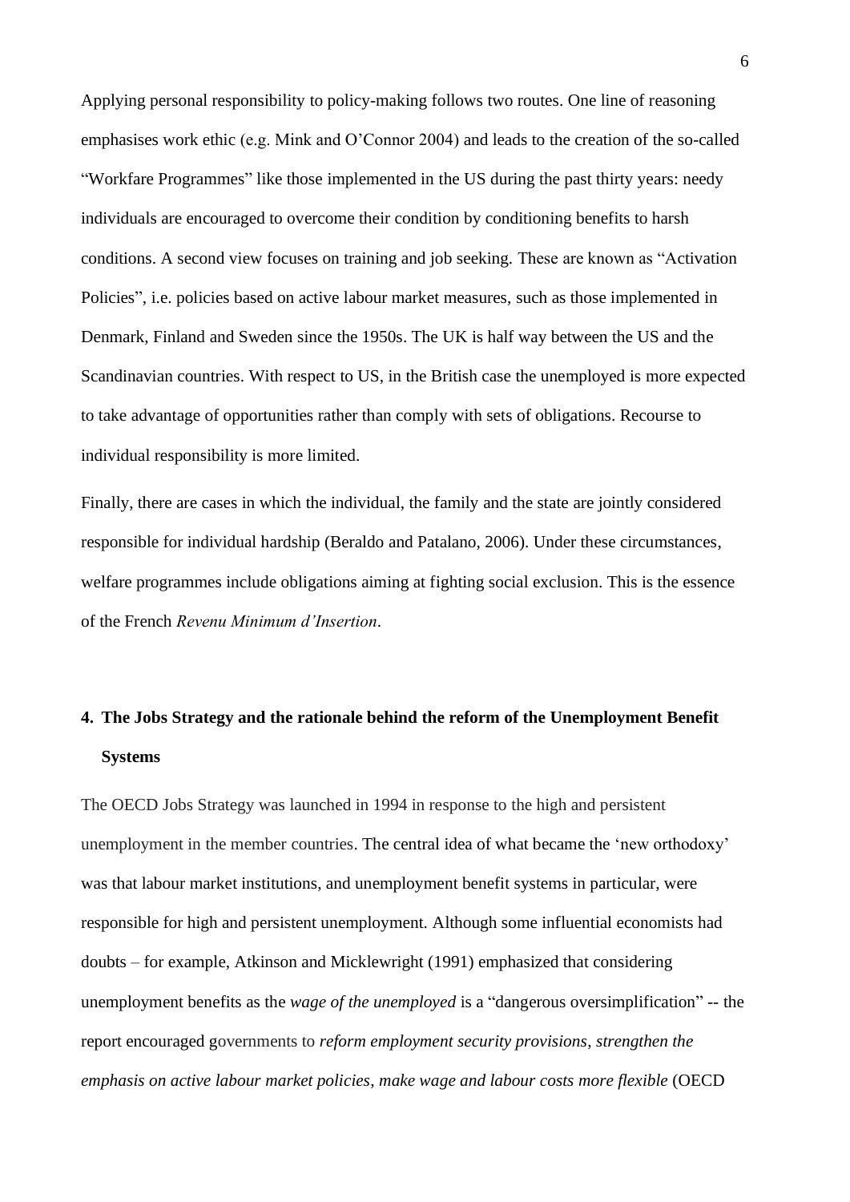Applying personal responsibility to policy-making follows two routes. One line of reasoning emphasises work ethic (e.g. Mink and O'Connor 2004) and leads to the creation of the so-called "Workfare Programmes" like those implemented in the US during the past thirty years: needy individuals are encouraged to overcome their condition by conditioning benefits to harsh conditions. A second view focuses on training and job seeking. These are known as "Activation Policies", i.e. policies based on active labour market measures, such as those implemented in Denmark, Finland and Sweden since the 1950s. The UK is half way between the US and the Scandinavian countries. With respect to US, in the British case the unemployed is more expected to take advantage of opportunities rather than comply with sets of obligations. Recourse to individual responsibility is more limited.

Finally, there are cases in which the individual, the family and the state are jointly considered responsible for individual hardship (Beraldo and Patalano, 2006). Under these circumstances, welfare programmes include obligations aiming at fighting social exclusion. This is the essence of the French *Revenu Minimum d'Insertion*.

## 4. The Jobs Strategy and the rationale behind the reform of the Unemployment Benefit Systems

The OECD Jobs Strategy was launched in 1994 in response to the high and persistent unemployment in the member countries. The central idea of what became the 'new orthodoxy' was that labour market institutions, and unemployment benefit systems in particular, were responsible for high and persistent unemployment. Although some influential economists had doubts – for example, Atkinson and Micklewright (1991) emphasized that considering unemployment benefits as the *wage of the unemployed* is a "dangerous oversimplification" -- the report encouraged governments to *reform employment security provisions*, *strengthen the emphasis on active labour market policies*, *make wage and labour costs more flexible* (OECD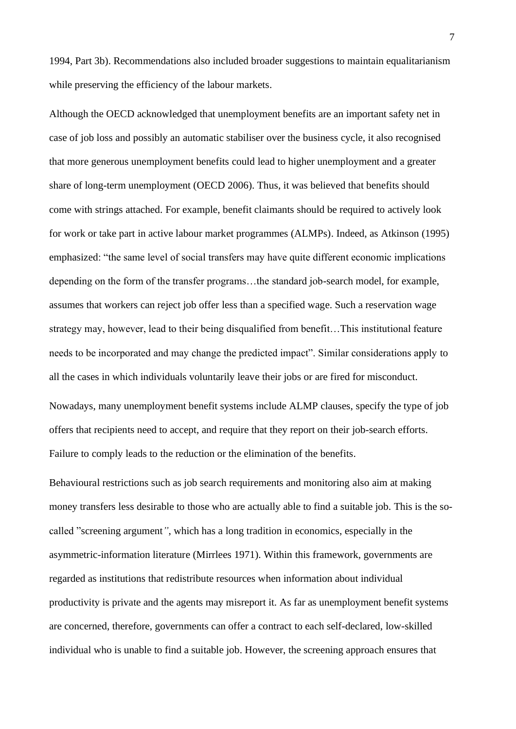1994, Part 3b). Recommendations also included broader suggestions to maintain equalitarianism while preserving the efficiency of the labour markets.

Although the OECD acknowledged that unemployment benefits are an important safety net in case of job loss and possibly an automatic stabiliser over the business cycle, it also recognised that more generous unemployment benefits could lead to higher unemployment and a greater share of long-term unemployment (OECD 2006). Thus, it was believed that benefits should come with strings attached. For example, benefit claimants should be required to actively look for work or take part in active labour market programmes (ALMPs). Indeed, as Atkinson (1995) emphasized: "the same level of social transfers may have quite different economic implications depending on the form of the transfer programs…the standard job-search model, for example, assumes that workers can reject job offer less than a specified wage. Such a reservation wage strategy may, however, lead to their being disqualified from benefit…This institutional feature needs to be incorporated and may change the predicted impact". Similar considerations apply to all the cases in which individuals voluntarily leave their jobs or are fired for misconduct.

Nowadays, many unemployment benefit systems include ALMP clauses, specify the type of job offers that recipients need to accept, and require that they report on their job-search efforts. Failure to comply leads to the reduction or the elimination of the benefits.

Behavioural restrictions such as job search requirements and monitoring also aim at making money transfers less desirable to those who are actually able to find a suitable job. This is the so-called "screening argument", which has a long tradition in economics, especially in the asymmetric-information literature (Mirrlees 1971). Within this framework, governments are regarded as institutions that redistribute resources when information about individual productivity is private and the agents may misreport it. As far as unemployment benefit systems are concerned, therefore, governments can offer a contract to each self-declared, low-skilled individual who is unable to find a suitable job. However, the screening approach ensures that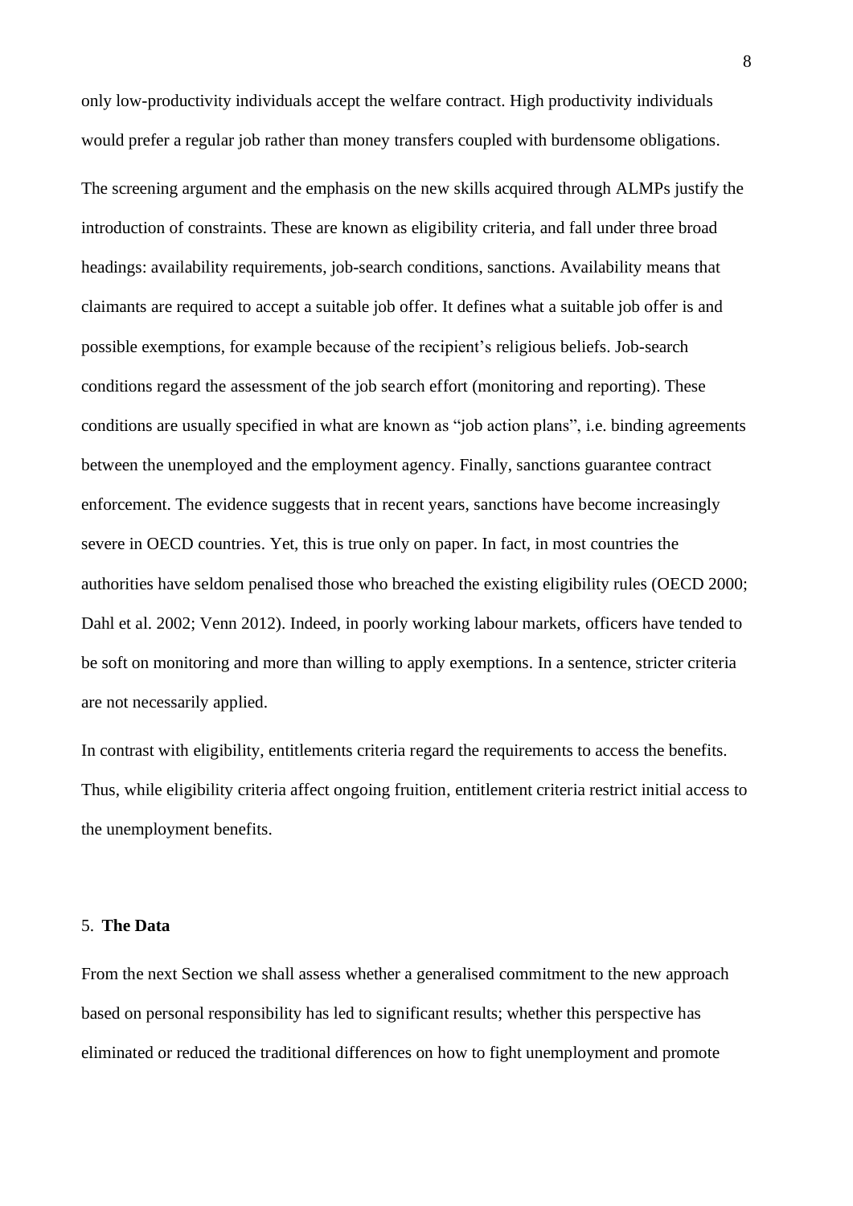only low-productivity individuals accept the welfare contract. High productivity individuals would prefer a regular job rather than money transfers coupled with burdensome obligations.

The screening argument and the emphasis on the new skills acquired through ALMPs justify the introduction of constraints. These are known as eligibility criteria, and fall under three broad headings: availability requirements, job-search conditions, sanctions. Availability means that claimants are required to accept a suitable job offer. It defines what a suitable job offer is and possible exemptions, for example because of the recipient's religious beliefs. Job-search conditions regard the assessment of the job search effort (monitoring and reporting). These conditions are usually specified in what are known as "job action plans", i.e. binding agreements between the unemployed and the employment agency. Finally, sanctions guarantee contract enforcement. The evidence suggests that in recent years, sanctions have become increasingly severe in OECD countries. Yet, this is true only on paper. In fact, in most countries the authorities have seldom penalised those who breached the existing eligibility rules (OECD 2000; Dahl et al. 2002; Venn 2012). Indeed, in poorly working labour markets, officers have tended to be soft on monitoring and more than willing to apply exemptions. In a sentence, stricter criteria are not necessarily applied.

In contrast with eligibility, entitlements criteria regard the requirements to access the benefits. Thus, while eligibility criteria affect ongoing fruition, entitlement criteria restrict initial access to the unemployment benefits.

## 5. **The Data**

From the next Section we shall assess whether a generalised commitment to the new approach based on personal responsibility has led to significant results; whether this perspective has eliminated or reduced the traditional differences on how to fight unemployment and promote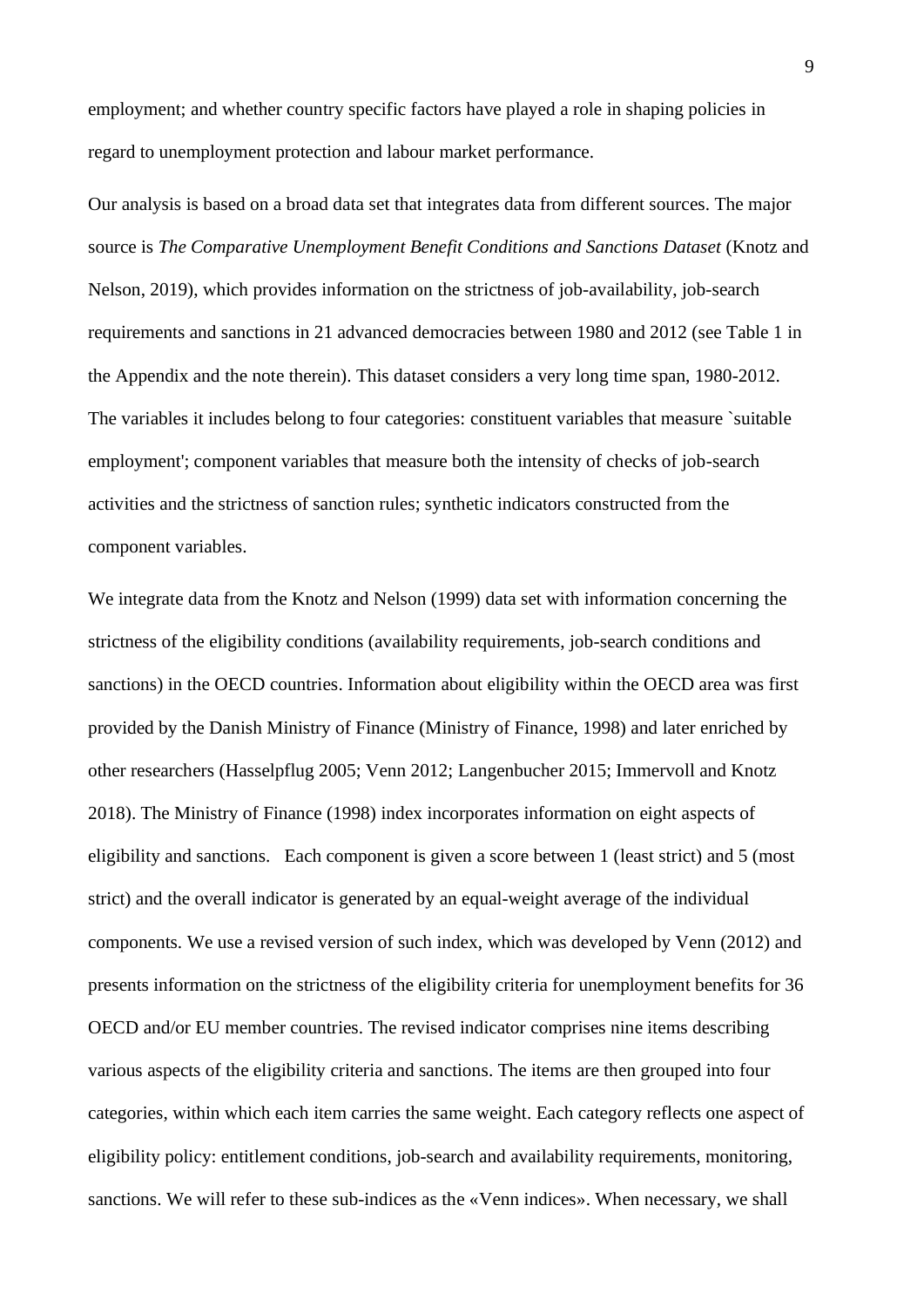employment; and whether country specific factors have played a role in shaping policies in regard to unemployment protection and labour market performance.

Our analysis is based on a broad data set that integrates data from different sources. The major source is *The Comparative Unemployment Benefit Conditions and Sanctions Dataset* (Knotz and Nelson, 2019), which provides information on the strictness of job-availability, job-search requirements and sanctions in 21 advanced democracies between 1980 and 2012 (see Table 1 in the Appendix and the note therein). This dataset considers a very long time span, 1980-2012. The variables it includes belong to four categories: constituent variables that measure `suitable employment'; component variables that measure both the intensity of checks of job-search activities and the strictness of sanction rules; synthetic indicators constructed from the component variables.

We integrate data from the Knotz and Nelson (1999) data set with information concerning the strictness of the eligibility conditions (availability requirements, job-search conditions and sanctions) in the OECD countries. Information about eligibility within the OECD area was first provided by the Danish Ministry of Finance (Ministry of Finance, 1998) and later enriched by other researchers (Hasselpflug 2005; Venn 2012; Langenbucher 2015; Immervoll and Knotz 2018). The Ministry of Finance (1998) index incorporates information on eight aspects of eligibility and sanctions. Each component is given a score between 1 (least strict) and 5 (most strict) and the overall indicator is generated by an equal-weight average of the individual components. We use a revised version of such index, which was developed by Venn (2012) and presents information on the strictness of the eligibility criteria for unemployment benefits for 36 OECD and/or EU member countries. The revised indicator comprises nine items describing various aspects of the eligibility criteria and sanctions. The items are then grouped into four categories, within which each item carries the same weight. Each category reflects one aspect of eligibility policy: entitlement conditions, job-search and availability requirements, monitoring, sanctions. We will refer to these sub-indices as the «Venn indices». When necessary, we shall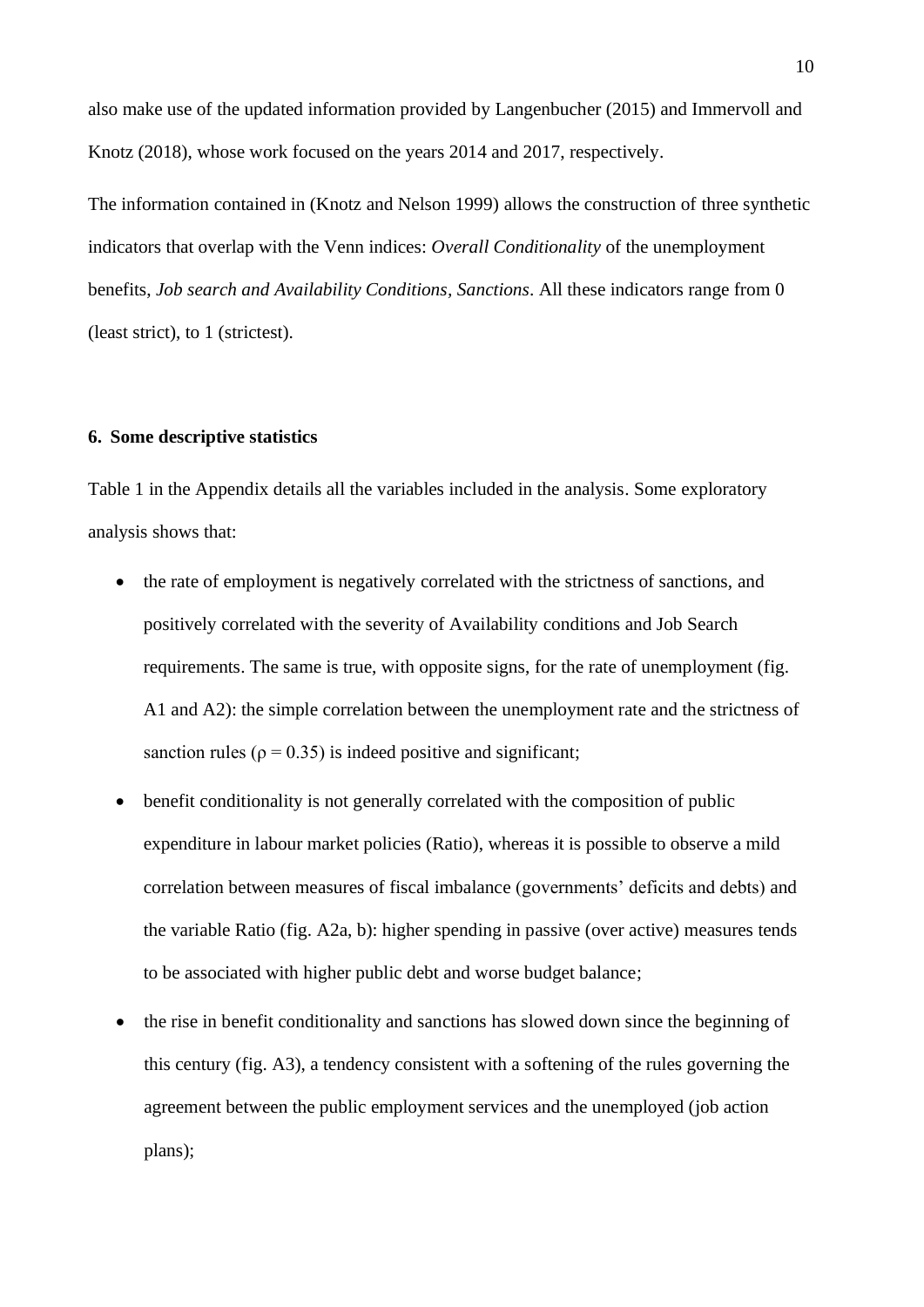also make use of the updated information provided by Langenbucher (2015) and Immervoll and Knotz (2018), whose work focused on the years 2014 and 2017, respectively.

The information contained in (Knotz and Nelson 1999) allows the construction of three synthetic indicators that overlap with the Venn indices: *Overall Conditionality* of the unemployment benefits, *Job search and Availability Conditions*, *Sanctions*. All these indicators range from 0 (least strict), to 1 (strictest).

## 6. Some descriptive statistics

Table 1 in the Appendix details all the variables included in the analysis. Some exploratory analysis shows that:

- the rate of employment is negatively correlated with the strictness of sanctions, and positively correlated with the severity of Availability conditions and Job Search requirements. The same is true, with opposite signs, for the rate of unemployment (fig. A1 and A2): the simple correlation between the unemployment rate and the strictness of sanction rules ($\rho = 0.35$) is indeed positive and significant;
- benefit conditionality is not generally correlated with the composition of public expenditure in labour market policies (Ratio), whereas it is possible to observe a mild correlation between measures of fiscal imbalance (governments' deficits and debts) and the variable Ratio (fig. A2a, b): higher spending in passive (over active) measures tends to be associated with higher public debt and worse budget balance;
- the rise in benefit conditionality and sanctions has slowed down since the beginning of this century (fig. A3), a tendency consistent with a softening of the rules governing the agreement between the public employment services and the unemployed (job action plans);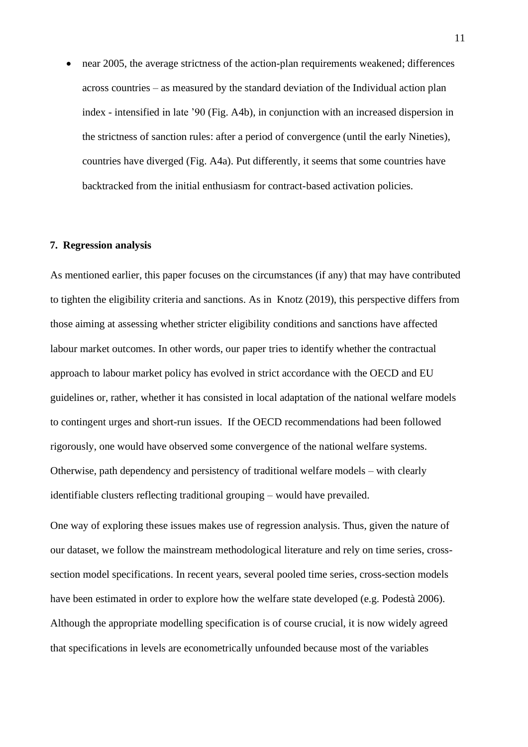- near 2005, the average strictness of the action-plan requirements weakened; differences across countries – as measured by the standard deviation of the Individual action plan index - intensified in late '90 (Fig. A4b), in conjunction with an increased dispersion in the strictness of sanction rules: after a period of convergence (until the early Nineties), countries have diverged (Fig. A4a). Put differently, it seems that some countries have backtracked from the initial enthusiasm for contract-based activation policies.

## 7. Regression analysis

As mentioned earlier, this paper focuses on the circumstances (if any) that may have contributed to tighten the eligibility criteria and sanctions. As in Knotz (2019), this perspective differs from those aiming at assessing whether stricter eligibility conditions and sanctions have affected labour market outcomes. In other words, our paper tries to identify whether the contractual approach to labour market policy has evolved in strict accordance with the OECD and EU guidelines or, rather, whether it has consisted in local adaptation of the national welfare models to contingent urges and short-run issues. If the OECD recommendations had been followed rigorously, one would have observed some convergence of the national welfare systems. Otherwise, path dependency and persistency of traditional welfare models – with clearly identifiable clusters reflecting traditional grouping – would have prevailed.

One way of exploring these issues makes use of regression analysis. Thus, given the nature of our dataset, we follow the mainstream methodological literature and rely on time series, cross-section model specifications. In recent years, several pooled time series, cross-section models have been estimated in order to explore how the welfare state developed (e.g. Podestà 2006). Although the appropriate modelling specification is of course crucial, it is now widely agreed that specifications in levels are econometrically unfounded because most of the variables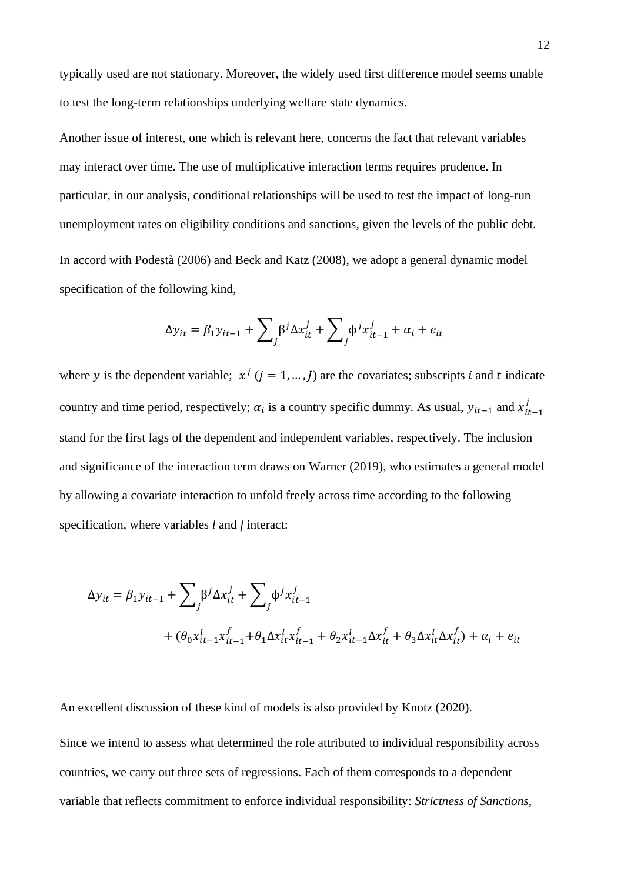typically used are not stationary. Moreover, the widely used first difference model seems unable to test the long-term relationships underlying welfare state dynamics.

Another issue of interest, one which is relevant here, concerns the fact that relevant variables may interact over time. The use of multiplicative interaction terms requires prudence. In particular, in our analysis, conditional relationships will be used to test the impact of long-run unemployment rates on eligibility conditions and sanctions, given the levels of the public debt.

In accord with Podestà (2006) and Beck and Katz (2008), we adopt a general dynamic model specification of the following kind,

$$\Delta y_{it} = \beta_1 y_{it-1} + \sum_j \beta^j \Delta x_{it}^j + \sum_j \phi^j x_{it-1}^j + \alpha_i + e_{it}$$

where $y$ is the dependent variable; $x^j$ $(j = 1, \ldots, J)$ are the covariates; subscripts $i$ and $t$ indicate country and time period, respectively; $\alpha_i$ is a country specific dummy. As usual, $y_{it-1}$ and $x_{it-1}^j$ stand for the first lags of the dependent and independent variables, respectively. The inclusion and significance of the interaction term draws on Warner (2019), who estimates a general model by allowing a covariate interaction to unfold freely across time according to the following specification, where variables *l* and *f* interact:

$$\Delta y_{it} = \beta_1 y_{it-1} + \sum_j \beta^j \Delta x_{it}^j + \sum_j \phi^j x_{it-1}^j + (\theta_0 x_{it-1}^l x_{it-1}^f + \theta_1 \Delta x_{it}^l x_{it-1}^f + \theta_2 x_{it-1}^l \Delta x_{it}^f + \theta_3 \Delta x_{it}^l \Delta x_{it}^f) + \alpha_i + e_{it}$$

An excellent discussion of these kind of models is also provided by Knotz (2020).

Since we intend to assess what determined the role attributed to individual responsibility across countries, we carry out three sets of regressions. Each of them corresponds to a dependent variable that reflects commitment to enforce individual responsibility: *Strictness of Sanctions*,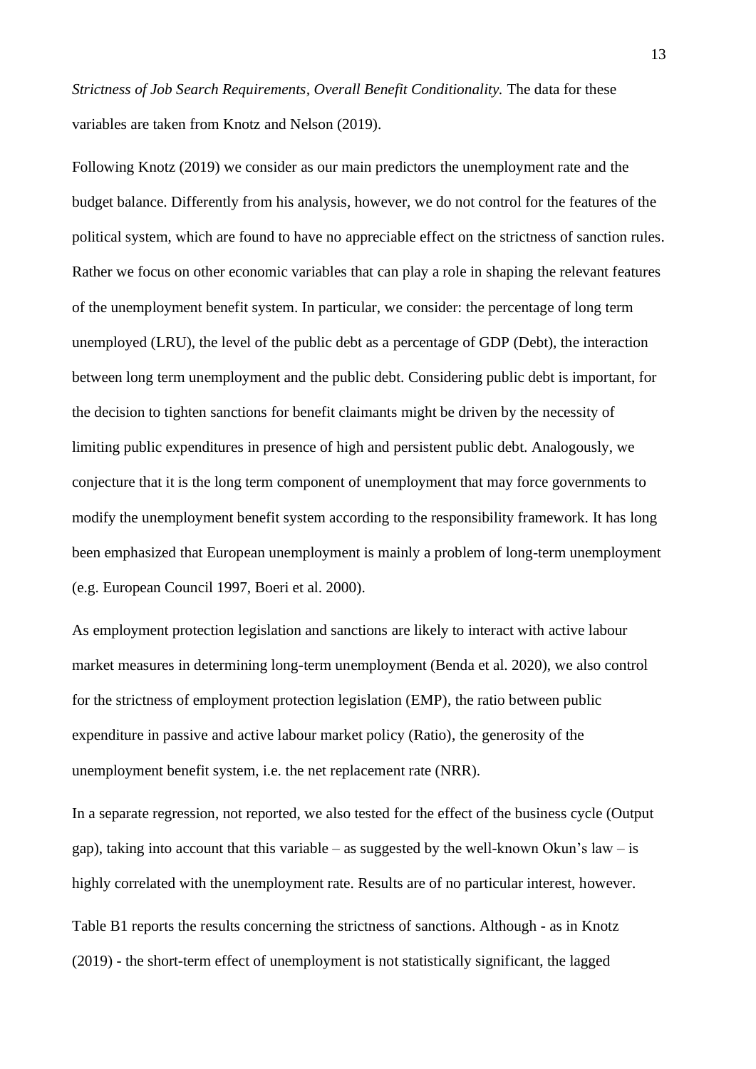*Strictness of Job Search Requirements, Overall Benefit Conditionality.* The data for these variables are taken from Knotz and Nelson (2019).

Following Knotz (2019) we consider as our main predictors the unemployment rate and the budget balance. Differently from his analysis, however, we do not control for the features of the political system, which are found to have no appreciable effect on the strictness of sanction rules. Rather we focus on other economic variables that can play a role in shaping the relevant features of the unemployment benefit system. In particular, we consider: the percentage of long term unemployed (LRU), the level of the public debt as a percentage of GDP (Debt), the interaction between long term unemployment and the public debt. Considering public debt is important, for the decision to tighten sanctions for benefit claimants might be driven by the necessity of limiting public expenditures in presence of high and persistent public debt. Analogously, we conjecture that it is the long term component of unemployment that may force governments to modify the unemployment benefit system according to the responsibility framework. It has long been emphasized that European unemployment is mainly a problem of long-term unemployment (e.g. European Council 1997, Boeri et al. 2000).

As employment protection legislation and sanctions are likely to interact with active labour market measures in determining long-term unemployment (Benda et al. 2020), we also control for the strictness of employment protection legislation (EMP), the ratio between public expenditure in passive and active labour market policy (Ratio), the generosity of the unemployment benefit system, i.e. the net replacement rate (NRR).

In a separate regression, not reported, we also tested for the effect of the business cycle (Output gap), taking into account that this variable – as suggested by the well-known Okun's law – is highly correlated with the unemployment rate. Results are of no particular interest, however.

Table B1 reports the results concerning the strictness of sanctions. Although - as in Knotz (2019) - the short-term effect of unemployment is not statistically significant, the lagged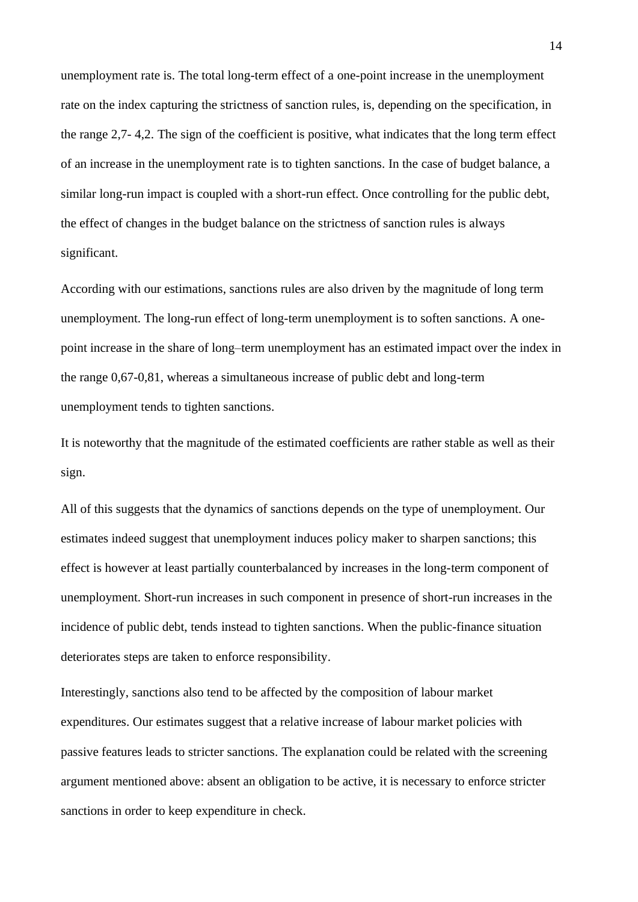unemployment rate is. The total long-term effect of a one-point increase in the unemployment rate on the index capturing the strictness of sanction rules, is, depending on the specification, in the range 2,7- 4,2. The sign of the coefficient is positive, what indicates that the long term effect of an increase in the unemployment rate is to tighten sanctions. In the case of budget balance, a similar long-run impact is coupled with a short-run effect. Once controlling for the public debt, the effect of changes in the budget balance on the strictness of sanction rules is always significant.

According with our estimations, sanctions rules are also driven by the magnitude of long term unemployment. The long-run effect of long-term unemployment is to soften sanctions. A one-point increase in the share of long–term unemployment has an estimated impact over the index in the range 0,67-0,81, whereas a simultaneous increase of public debt and long-term unemployment tends to tighten sanctions.

It is noteworthy that the magnitude of the estimated coefficients are rather stable as well as their sign.

All of this suggests that the dynamics of sanctions depends on the type of unemployment. Our estimates indeed suggest that unemployment induces policy maker to sharpen sanctions; this effect is however at least partially counterbalanced by increases in the long-term component of unemployment. Short-run increases in such component in presence of short-run increases in the incidence of public debt, tends instead to tighten sanctions. When the public-finance situation deteriorates steps are taken to enforce responsibility.

Interestingly, sanctions also tend to be affected by the composition of labour market expenditures. Our estimates suggest that a relative increase of labour market policies with passive features leads to stricter sanctions. The explanation could be related with the screening argument mentioned above: absent an obligation to be active, it is necessary to enforce stricter sanctions in order to keep expenditure in check.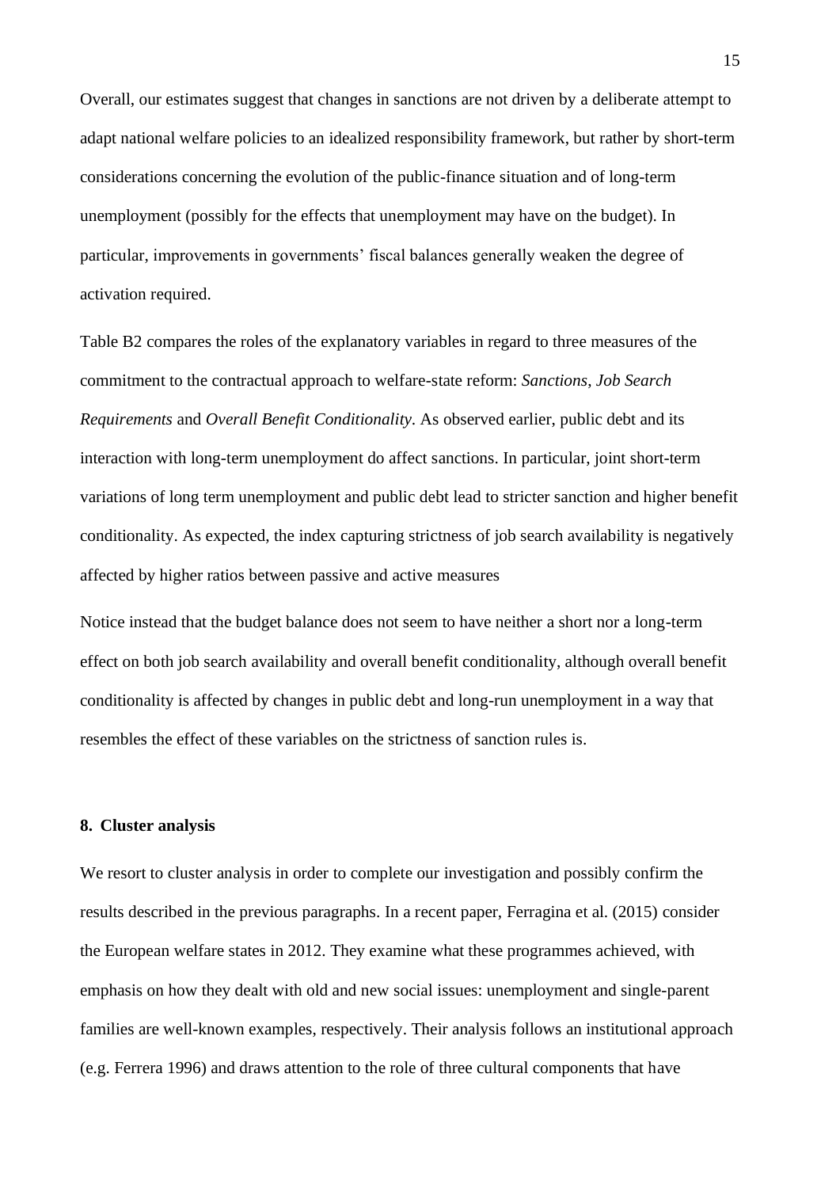Overall, our estimates suggest that changes in sanctions are not driven by a deliberate attempt to adapt national welfare policies to an idealized responsibility framework, but rather by short-term considerations concerning the evolution of the public-finance situation and of long-term unemployment (possibly for the effects that unemployment may have on the budget). In particular, improvements in governments' fiscal balances generally weaken the degree of activation required.

Table B2 compares the roles of the explanatory variables in regard to three measures of the commitment to the contractual approach to welfare-state reform: *Sanctions*, *Job Search Requirements* and *Overall Benefit Conditionality*. As observed earlier, public debt and its interaction with long-term unemployment do affect sanctions. In particular, joint short-term variations of long term unemployment and public debt lead to stricter sanction and higher benefit conditionality. As expected, the index capturing strictness of job search availability is negatively affected by higher ratios between passive and active measures

Notice instead that the budget balance does not seem to have neither a short nor a long-term effect on both job search availability and overall benefit conditionality, although overall benefit conditionality is affected by changes in public debt and long-run unemployment in a way that resembles the effect of these variables on the strictness of sanction rules is.

## 8. Cluster analysis

We resort to cluster analysis in order to complete our investigation and possibly confirm the results described in the previous paragraphs. In a recent paper, Ferragina et al. (2015) consider the European welfare states in 2012. They examine what these programmes achieved, with emphasis on how they dealt with old and new social issues: unemployment and single-parent families are well-known examples, respectively. Their analysis follows an institutional approach (e.g. Ferrera 1996) and draws attention to the role of three cultural components that have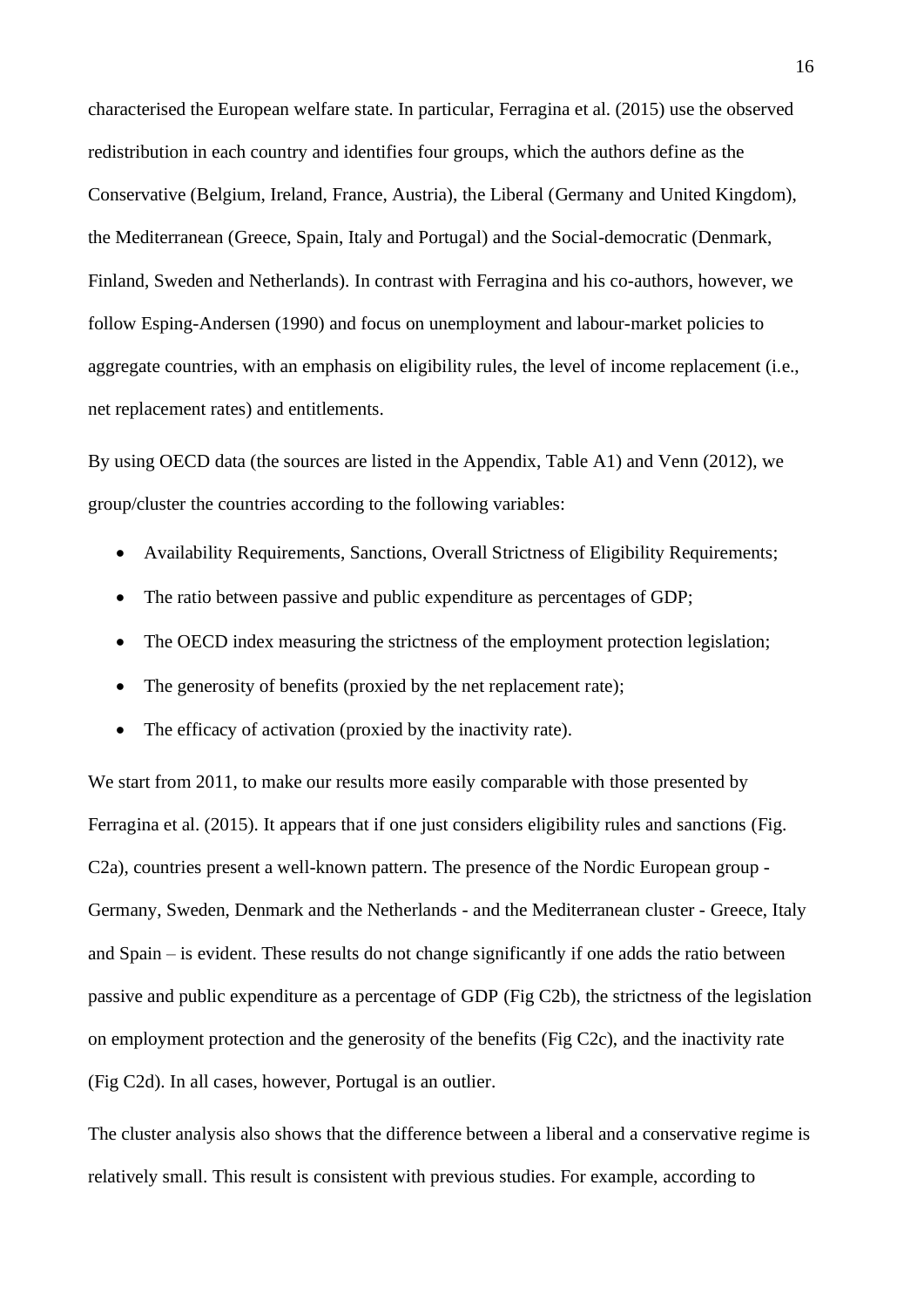characterised the European welfare state. In particular, Ferragina et al. (2015) use the observed redistribution in each country and identifies four groups, which the authors define as the Conservative (Belgium, Ireland, France, Austria), the Liberal (Germany and United Kingdom), the Mediterranean (Greece, Spain, Italy and Portugal) and the Social-democratic (Denmark, Finland, Sweden and Netherlands). In contrast with Ferragina and his co-authors, however, we follow Esping-Andersen (1990) and focus on unemployment and labour-market policies to aggregate countries, with an emphasis on eligibility rules, the level of income replacement (i.e., net replacement rates) and entitlements.

By using OECD data (the sources are listed in the Appendix, Table A1) and Venn (2012), we group/cluster the countries according to the following variables:

- Availability Requirements, Sanctions, Overall Strictness of Eligibility Requirements;
- The ratio between passive and public expenditure as percentages of GDP;
- The OECD index measuring the strictness of the employment protection legislation;
- The generosity of benefits (proxied by the net replacement rate);
- The efficacy of activation (proxied by the inactivity rate).

We start from 2011, to make our results more easily comparable with those presented by Ferragina et al. (2015). It appears that if one just considers eligibility rules and sanctions (Fig. C2a), countries present a well-known pattern. The presence of the Nordic European group - Germany, Sweden, Denmark and the Netherlands - and the Mediterranean cluster - Greece, Italy and Spain – is evident. These results do not change significantly if one adds the ratio between passive and public expenditure as a percentage of GDP (Fig C2b), the strictness of the legislation on employment protection and the generosity of the benefits (Fig C2c), and the inactivity rate (Fig C2d). In all cases, however, Portugal is an outlier.

The cluster analysis also shows that the difference between a liberal and a conservative regime is relatively small. This result is consistent with previous studies. For example, according to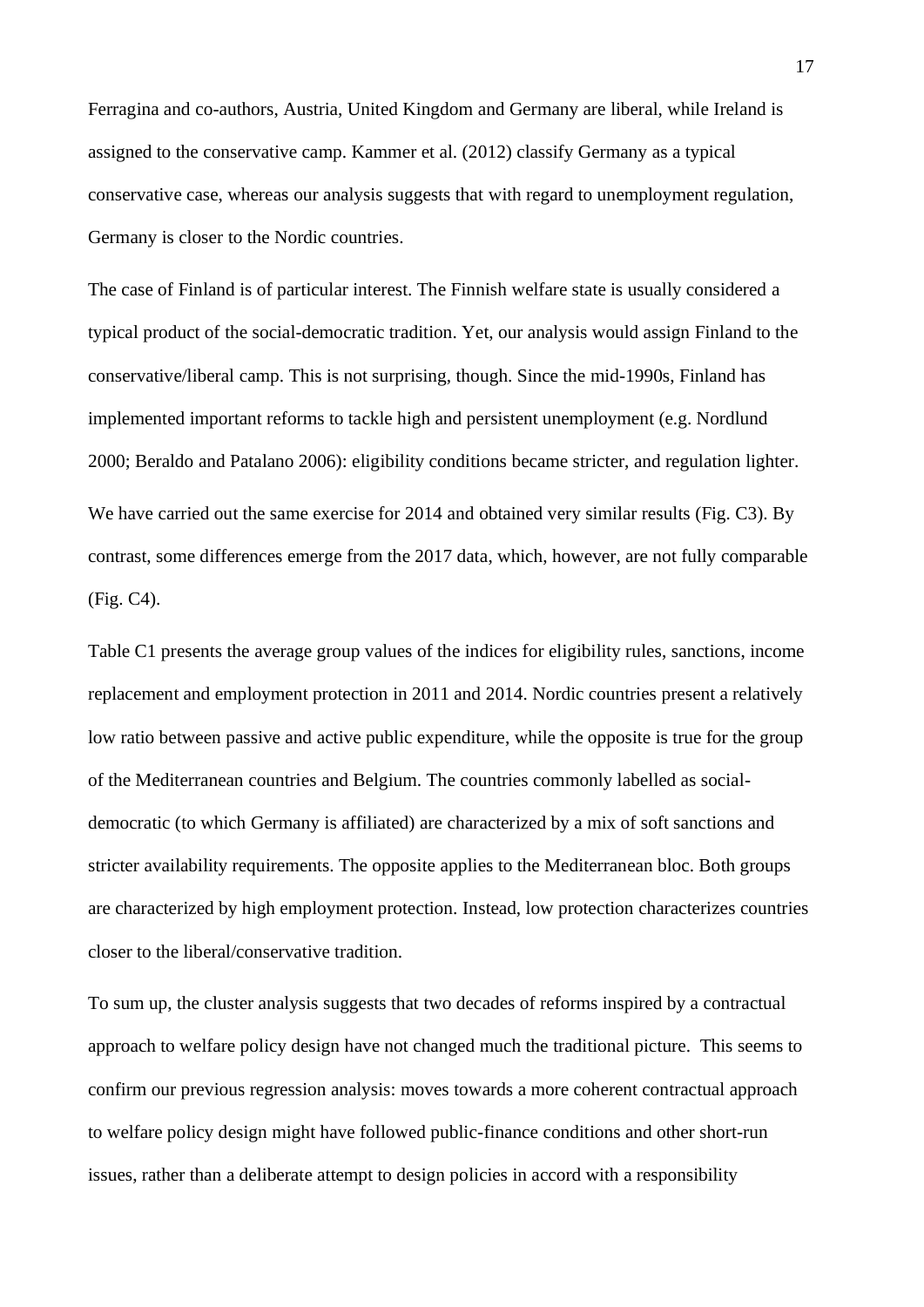Ferragina and co-authors, Austria, United Kingdom and Germany are liberal, while Ireland is assigned to the conservative camp. Kammer et al. (2012) classify Germany as a typical conservative case, whereas our analysis suggests that with regard to unemployment regulation, Germany is closer to the Nordic countries.

The case of Finland is of particular interest. The Finnish welfare state is usually considered a typical product of the social-democratic tradition. Yet, our analysis would assign Finland to the conservative/liberal camp. This is not surprising, though. Since the mid-1990s, Finland has implemented important reforms to tackle high and persistent unemployment (e.g. Nordlund 2000; Beraldo and Patalano 2006): eligibility conditions became stricter, and regulation lighter.

We have carried out the same exercise for 2014 and obtained very similar results (Fig. C3). By contrast, some differences emerge from the 2017 data, which, however, are not fully comparable (Fig. C4).

Table C1 presents the average group values of the indices for eligibility rules, sanctions, income replacement and employment protection in 2011 and 2014. Nordic countries present a relatively low ratio between passive and active public expenditure, while the opposite is true for the group of the Mediterranean countries and Belgium. The countries commonly labelled as social-democratic (to which Germany is affiliated) are characterized by a mix of soft sanctions and stricter availability requirements. The opposite applies to the Mediterranean bloc. Both groups are characterized by high employment protection. Instead, low protection characterizes countries closer to the liberal/conservative tradition.

To sum up, the cluster analysis suggests that two decades of reforms inspired by a contractual approach to welfare policy design have not changed much the traditional picture. This seems to confirm our previous regression analysis: moves towards a more coherent contractual approach to welfare policy design might have followed public-finance conditions and other short-run issues, rather than a deliberate attempt to design policies in accord with a responsibility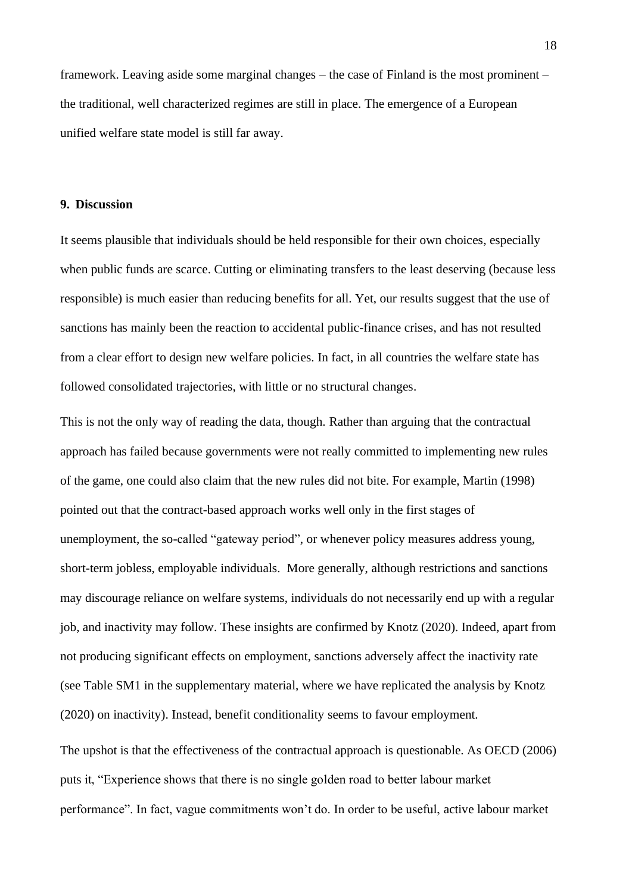framework. Leaving aside some marginal changes – the case of Finland is the most prominent – the traditional, well characterized regimes are still in place. The emergence of a European unified welfare state model is still far away.

## 9. Discussion

It seems plausible that individuals should be held responsible for their own choices, especially when public funds are scarce. Cutting or eliminating transfers to the least deserving (because less responsible) is much easier than reducing benefits for all. Yet, our results suggest that the use of sanctions has mainly been the reaction to accidental public-finance crises, and has not resulted from a clear effort to design new welfare policies. In fact, in all countries the welfare state has followed consolidated trajectories, with little or no structural changes.

This is not the only way of reading the data, though. Rather than arguing that the contractual approach has failed because governments were not really committed to implementing new rules of the game, one could also claim that the new rules did not bite. For example, Martin (1998) pointed out that the contract-based approach works well only in the first stages of unemployment, the so-called "gateway period", or whenever policy measures address young, short-term jobless, employable individuals. More generally, although restrictions and sanctions may discourage reliance on welfare systems, individuals do not necessarily end up with a regular job, and inactivity may follow. These insights are confirmed by Knotz (2020). Indeed, apart from not producing significant effects on employment, sanctions adversely affect the inactivity rate (see Table SM1 in the supplementary material, where we have replicated the analysis by Knotz (2020) on inactivity). Instead, benefit conditionality seems to favour employment.

The upshot is that the effectiveness of the contractual approach is questionable. As OECD (2006) puts it, "Experience shows that there is no single golden road to better labour market performance". In fact, vague commitments won't do. In order to be useful, active labour market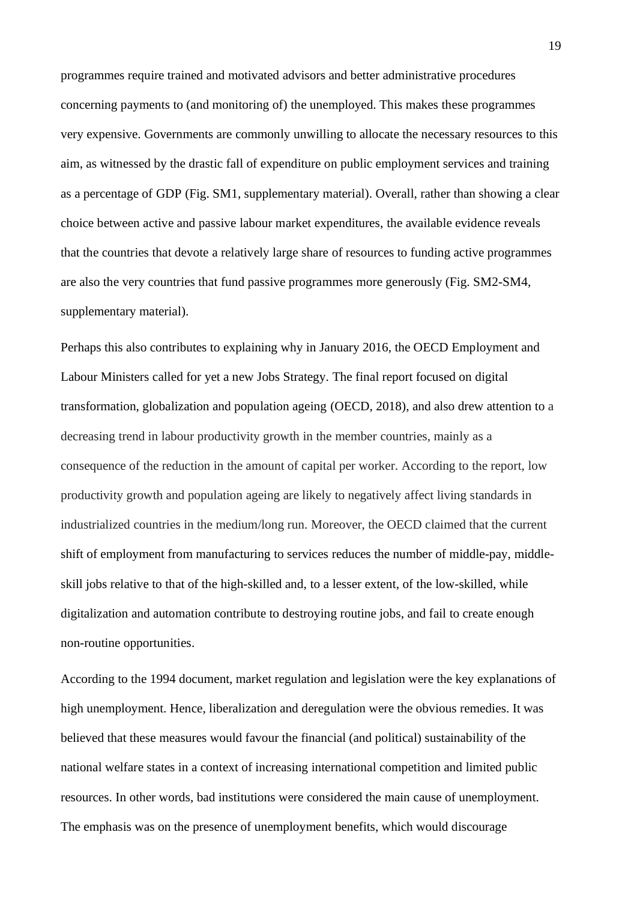programmes require trained and motivated advisors and better administrative procedures concerning payments to (and monitoring of) the unemployed. This makes these programmes very expensive. Governments are commonly unwilling to allocate the necessary resources to this aim, as witnessed by the drastic fall of expenditure on public employment services and training as a percentage of GDP (Fig. SM1, supplementary material). Overall, rather than showing a clear choice between active and passive labour market expenditures, the available evidence reveals that the countries that devote a relatively large share of resources to funding active programmes are also the very countries that fund passive programmes more generously (Fig. SM2-SM4, supplementary material).

Perhaps this also contributes to explaining why in January 2016, the OECD Employment and Labour Ministers called for yet a new Jobs Strategy. The final report focused on digital transformation, globalization and population ageing (OECD, 2018), and also drew attention to a decreasing trend in labour productivity growth in the member countries, mainly as a consequence of the reduction in the amount of capital per worker. According to the report, low productivity growth and population ageing are likely to negatively affect living standards in industrialized countries in the medium/long run. Moreover, the OECD claimed that the current shift of employment from manufacturing to services reduces the number of middle-pay, middle-skill jobs relative to that of the high-skilled and, to a lesser extent, of the low-skilled, while digitalization and automation contribute to destroying routine jobs, and fail to create enough non-routine opportunities.

According to the 1994 document, market regulation and legislation were the key explanations of high unemployment. Hence, liberalization and deregulation were the obvious remedies. It was believed that these measures would favour the financial (and political) sustainability of the national welfare states in a context of increasing international competition and limited public resources. In other words, bad institutions were considered the main cause of unemployment. The emphasis was on the presence of unemployment benefits, which would discourage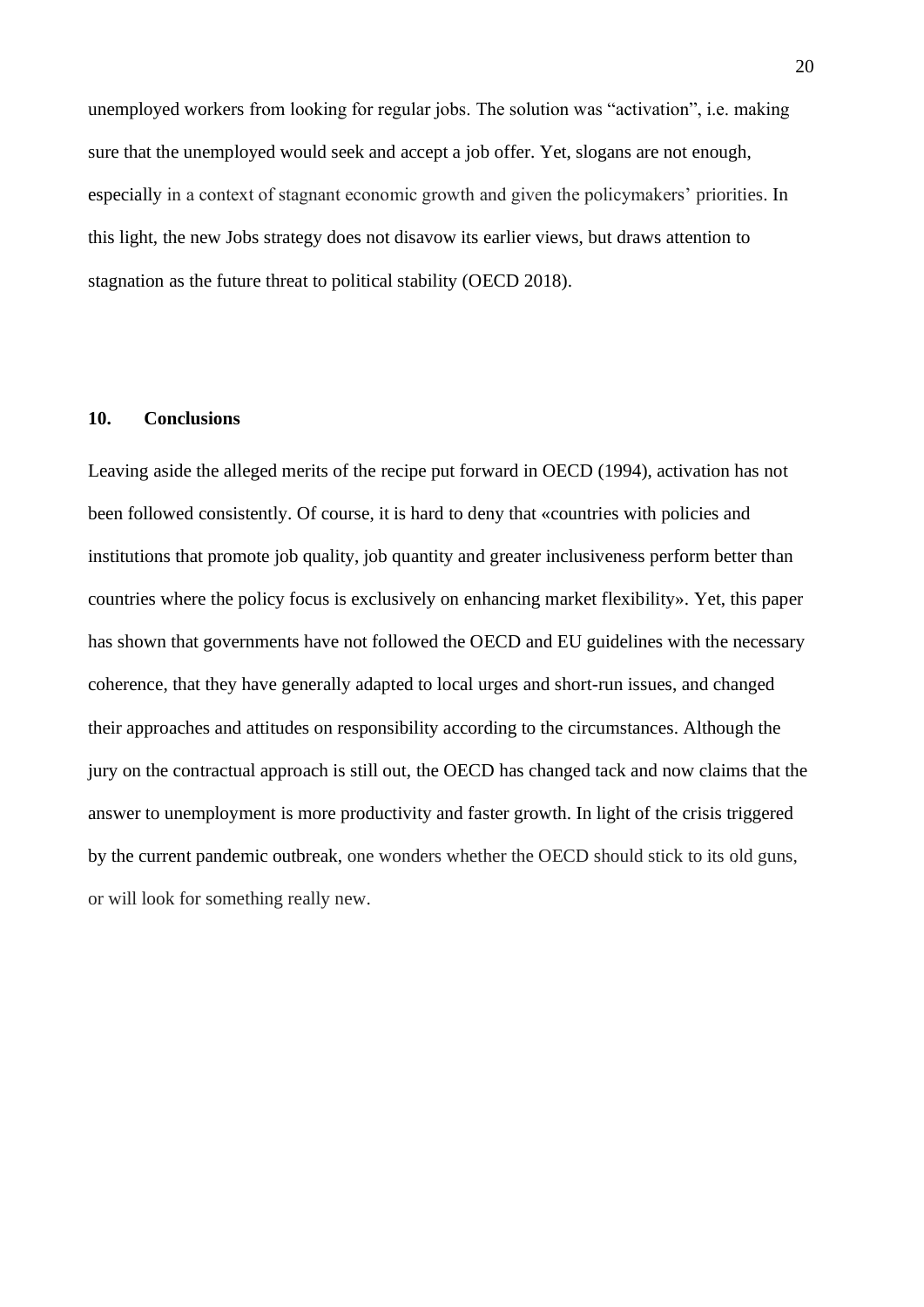unemployed workers from looking for regular jobs. The solution was "activation", i.e. making sure that the unemployed would seek and accept a job offer. Yet, slogans are not enough, especially in a context of stagnant economic growth and given the policymakers' priorities. In this light, the new Jobs strategy does not disavow its earlier views, but draws attention to stagnation as the future threat to political stability (OECD 2018).

## 10. Conclusions

Leaving aside the alleged merits of the recipe put forward in OECD (1994), activation has not been followed consistently. Of course, it is hard to deny that «countries with policies and institutions that promote job quality, job quantity and greater inclusiveness perform better than countries where the policy focus is exclusively on enhancing market flexibility». Yet, this paper has shown that governments have not followed the OECD and EU guidelines with the necessary coherence, that they have generally adapted to local urges and short-run issues, and changed their approaches and attitudes on responsibility according to the circumstances. Although the jury on the contractual approach is still out, the OECD has changed tack and now claims that the answer to unemployment is more productivity and faster growth. In light of the crisis triggered by the current pandemic outbreak, one wonders whether the OECD should stick to its old guns, or will look for something really new.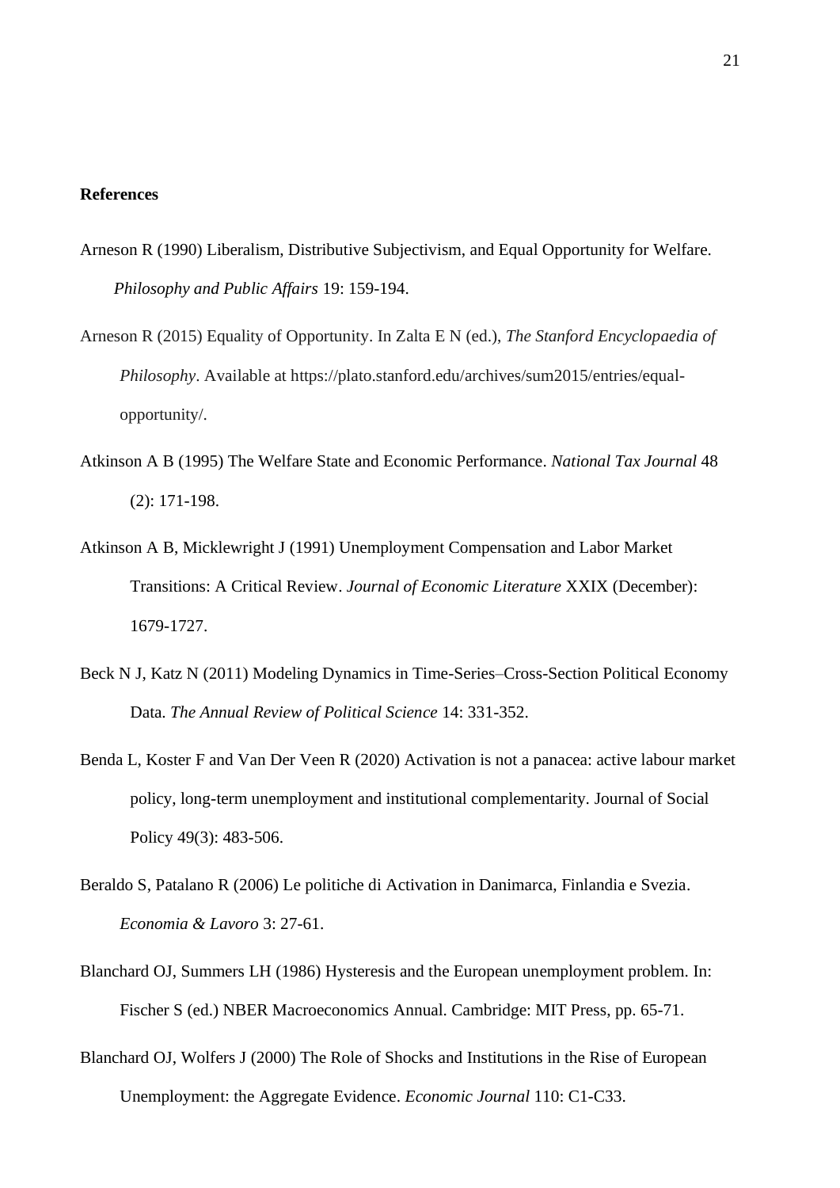**References**

Arneson R (1990) Liberalism, Distributive Subjectivism, and Equal Opportunity for Welfare. *Philosophy and Public Affairs* 19: 159-194.

Arneson R (2015) Equality of Opportunity. In Zalta E N (ed.), *The Stanford Encyclopaedia of Philosophy*. Available at https://plato.stanford.edu/archives/sum2015/entries/equal-opportunity/.

Atkinson A B (1995) The Welfare State and Economic Performance. *National Tax Journal* 48 (2): 171-198.

Atkinson A B, Micklewright J (1991) Unemployment Compensation and Labor Market Transitions: A Critical Review. *Journal of Economic Literature* XXIX (December): 1679-1727.

Beck N J, Katz N (2011) Modeling Dynamics in Time-Series–Cross-Section Political Economy Data. *The Annual Review of Political Science* 14: 331-352.

Benda L, Koster F and Van Der Veen R (2020) Activation is not a panacea: active labour market policy, long-term unemployment and institutional complementarity. Journal of Social Policy 49(3): 483-506.

Beraldo S, Patalano R (2006) Le politiche di Activation in Danimarca, Finlandia e Svezia. *Economia & Lavoro* 3: 27-61.

Blanchard OJ, Summers LH (1986) Hysteresis and the European unemployment problem. In: Fischer S (ed.) NBER Macroeconomics Annual. Cambridge: MIT Press, pp. 65-71.

Blanchard OJ, Wolfers J (2000) The Role of Shocks and Institutions in the Rise of European Unemployment: the Aggregate Evidence. *Economic Journal* 110: C1-C33.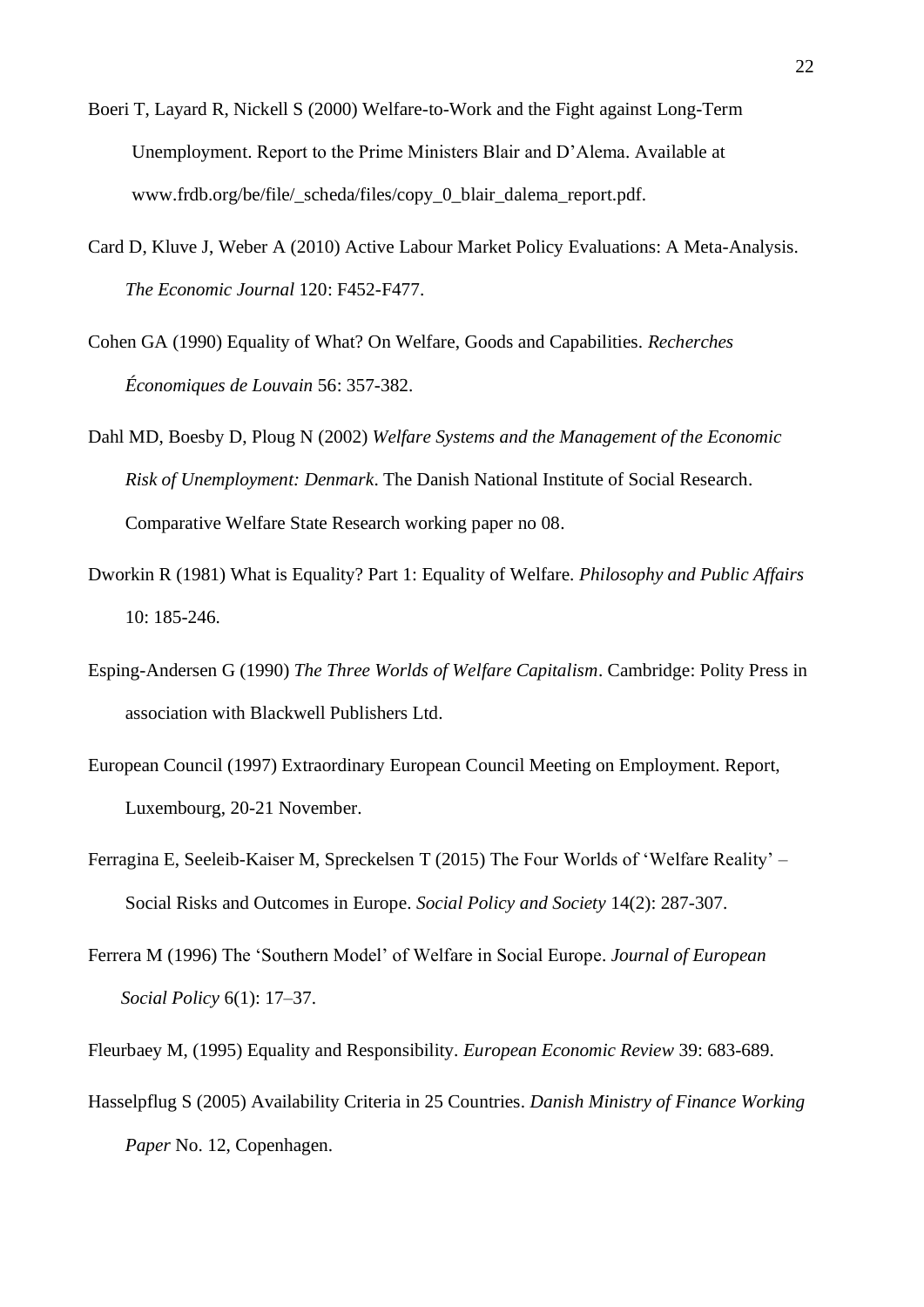Boeri T, Layard R, Nickell S (2000) Welfare-to-Work and the Fight against Long-Term Unemployment. Report to the Prime Ministers Blair and D'Alema. Available at www.frdb.org/be/file/_scheda/files/copy_0_blair_dalema_report.pdf.

Card D, Kluve J, Weber A (2010) Active Labour Market Policy Evaluations: A Meta-Analysis. *The Economic Journal* 120: F452-F477.

Cohen GA (1990) Equality of What? On Welfare, Goods and Capabilities. *Recherches Économiques de Louvain* 56: 357-382.

Dahl MD, Boesby D, Ploug N (2002) *Welfare Systems and the Management of the Economic Risk of Unemployment: Denmark*. The Danish National Institute of Social Research. Comparative Welfare State Research working paper no 08.

Dworkin R (1981) What is Equality? Part 1: Equality of Welfare. *Philosophy and Public Affairs* 10: 185-246.

Esping-Andersen G (1990) *The Three Worlds of Welfare Capitalism*. Cambridge: Polity Press in association with Blackwell Publishers Ltd.

European Council (1997) Extraordinary European Council Meeting on Employment. Report, Luxembourg, 20-21 November.

Ferragina E, Seeleib-Kaiser M, Spreckelsen T (2015) The Four Worlds of 'Welfare Reality' – Social Risks and Outcomes in Europe. *Social Policy and Society* 14(2): 287-307.

Ferrera M (1996) The 'Southern Model' of Welfare in Social Europe. *Journal of European Social Policy* 6(1): 17–37.

Fleurbaey M, (1995) Equality and Responsibility. *European Economic Review* 39: 683-689.

Hasselpflug S (2005) Availability Criteria in 25 Countries. *Danish Ministry of Finance Working Paper* No. 12, Copenhagen.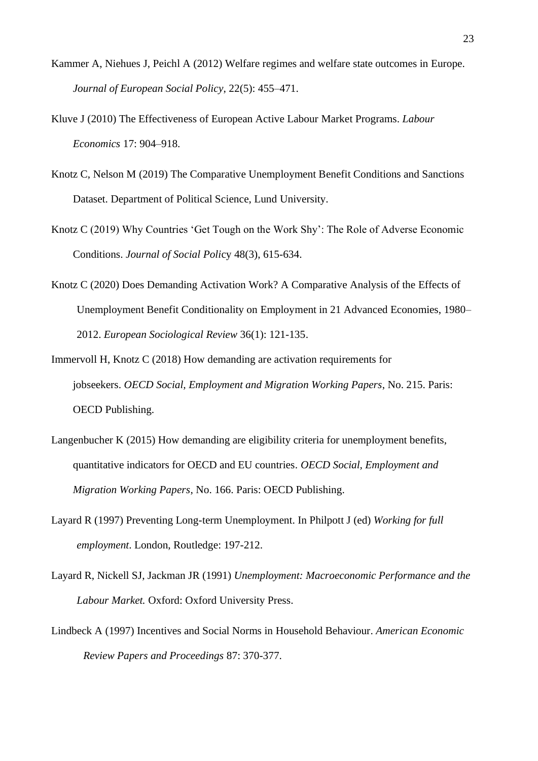Kammer A, Niehues J, Peichl A (2012) Welfare regimes and welfare state outcomes in Europe. *Journal of European Social Policy*, 22(5): 455–471.

Kluve J (2010) The Effectiveness of European Active Labour Market Programs. *Labour Economics* 17: 904–918.

Knotz C, Nelson M (2019) The Comparative Unemployment Benefit Conditions and Sanctions Dataset. Department of Political Science, Lund University.

Knotz C (2019) Why Countries 'Get Tough on the Work Shy': The Role of Adverse Economic Conditions. *Journal of Social Policy* 48(3), 615-634.

Knotz C (2020) Does Demanding Activation Work? A Comparative Analysis of the Effects of Unemployment Benefit Conditionality on Employment in 21 Advanced Economies, 1980–2012. *European Sociological Review* 36(1): 121-135.

Immervoll H, Knotz C (2018) How demanding are activation requirements for jobseekers. *OECD Social, Employment and Migration Working Papers*, No. 215. Paris: OECD Publishing.

Langenbucher K (2015) How demanding are eligibility criteria for unemployment benefits, quantitative indicators for OECD and EU countries. *OECD Social, Employment and Migration Working Papers*, No. 166. Paris: OECD Publishing.

Layard R (1997) Preventing Long-term Unemployment. In Philpott J (ed) *Working for full employment*. London, Routledge: 197-212.

Layard R, Nickell SJ, Jackman JR (1991) *Unemployment: Macroeconomic Performance and the Labour Market.* Oxford: Oxford University Press.

Lindbeck A (1997) Incentives and Social Norms in Household Behaviour. *American Economic Review Papers and Proceedings* 87: 370-377.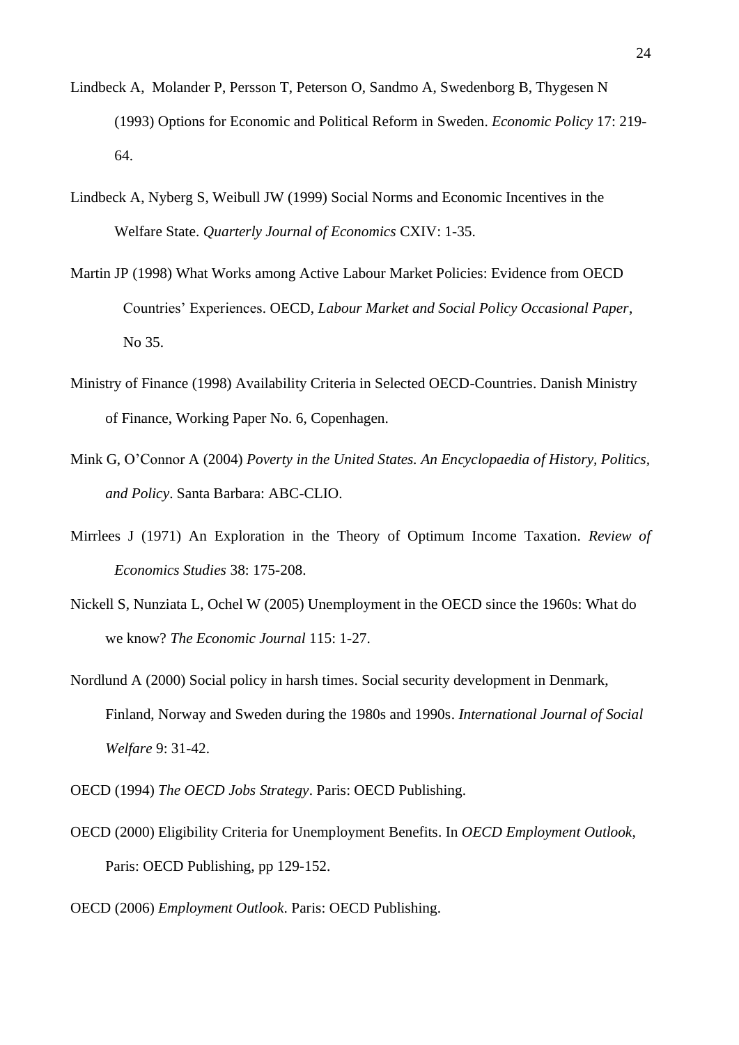Lindbeck A, Molander P, Persson T, Peterson O, Sandmo A, Swedenborg B, Thygesen N (1993) Options for Economic and Political Reform in Sweden. *Economic Policy* 17: 219-64.

Lindbeck A, Nyberg S, Weibull JW (1999) Social Norms and Economic Incentives in the Welfare State. *Quarterly Journal of Economics* CXIV: 1-35.

Martin JP (1998) What Works among Active Labour Market Policies: Evidence from OECD Countries' Experiences. OECD, *Labour Market and Social Policy Occasional Paper*, No 35.

Ministry of Finance (1998) Availability Criteria in Selected OECD-Countries. Danish Ministry of Finance, Working Paper No. 6, Copenhagen.

Mink G, O'Connor A (2004) *Poverty in the United States. An Encyclopaedia of History, Politics, and Policy*. Santa Barbara: ABC-CLIO.

Mirrlees J (1971) An Exploration in the Theory of Optimum Income Taxation. *Review of Economics Studies* 38: 175-208.

Nickell S, Nunziata L, Ochel W (2005) Unemployment in the OECD since the 1960s: What do we know? *The Economic Journal* 115: 1-27.

Nordlund A (2000) Social policy in harsh times. Social security development in Denmark, Finland, Norway and Sweden during the 1980s and 1990s. *International Journal of Social Welfare* 9: 31-42.

OECD (1994) *The OECD Jobs Strategy*. Paris: OECD Publishing.

OECD (2000) Eligibility Criteria for Unemployment Benefits. In *OECD Employment Outlook*, Paris: OECD Publishing, pp 129-152.

OECD (2006) *Employment Outlook*. Paris: OECD Publishing.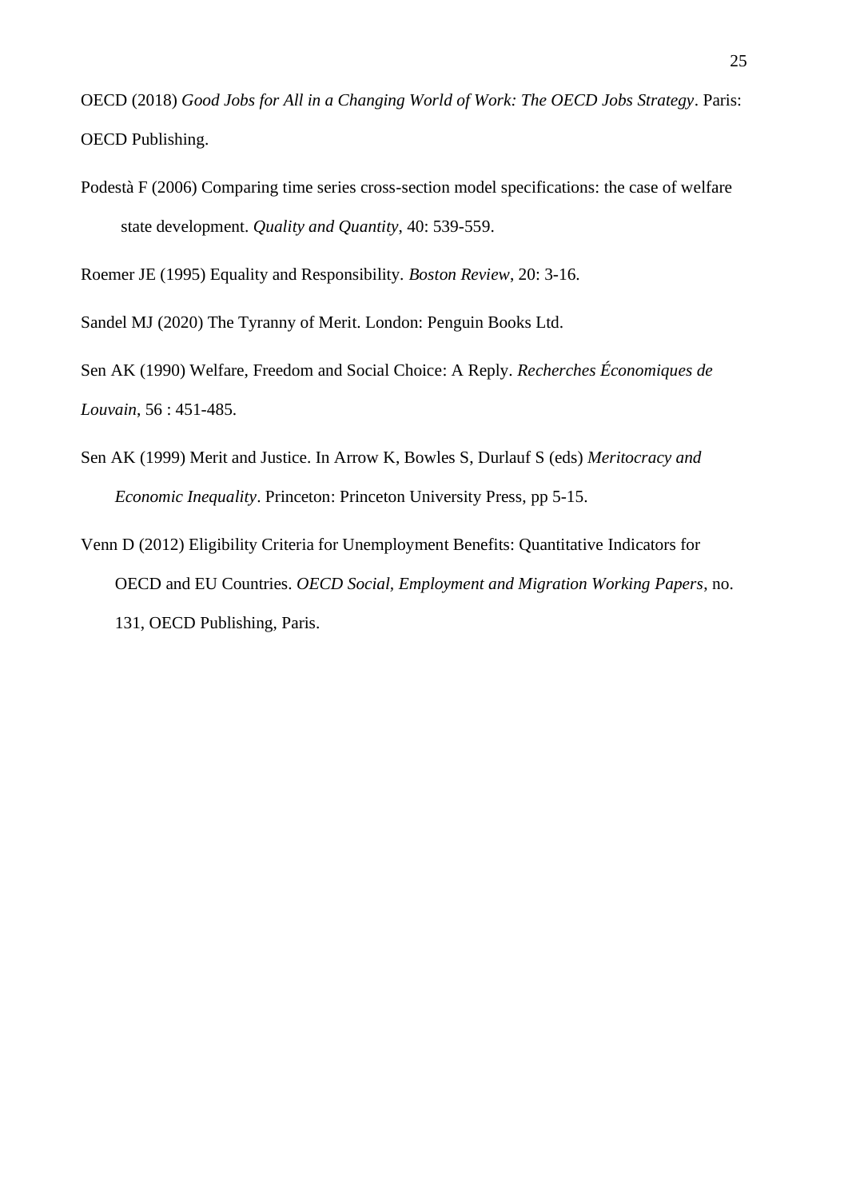OECD (2018) *Good Jobs for All in a Changing World of Work: The OECD Jobs Strategy*. Paris: OECD Publishing.

Podestà F (2006) Comparing time series cross-section model specifications: the case of welfare state development. *Quality and Quantity*, 40: 539-559.

Roemer JE (1995) Equality and Responsibility. *Boston Review*, 20: 3-16.

Sandel MJ (2020) The Tyranny of Merit. London: Penguin Books Ltd.

Sen AK (1990) Welfare, Freedom and Social Choice: A Reply. *Recherches Économiques de Louvain*, 56 : 451-485.

Sen AK (1999) Merit and Justice. In Arrow K, Bowles S, Durlauf S (eds) *Meritocracy and Economic Inequality*. Princeton: Princeton University Press, pp 5-15.

Venn D (2012) Eligibility Criteria for Unemployment Benefits: Quantitative Indicators for OECD and EU Countries. *OECD Social, Employment and Migration Working Papers*, no. 131, OECD Publishing, Paris.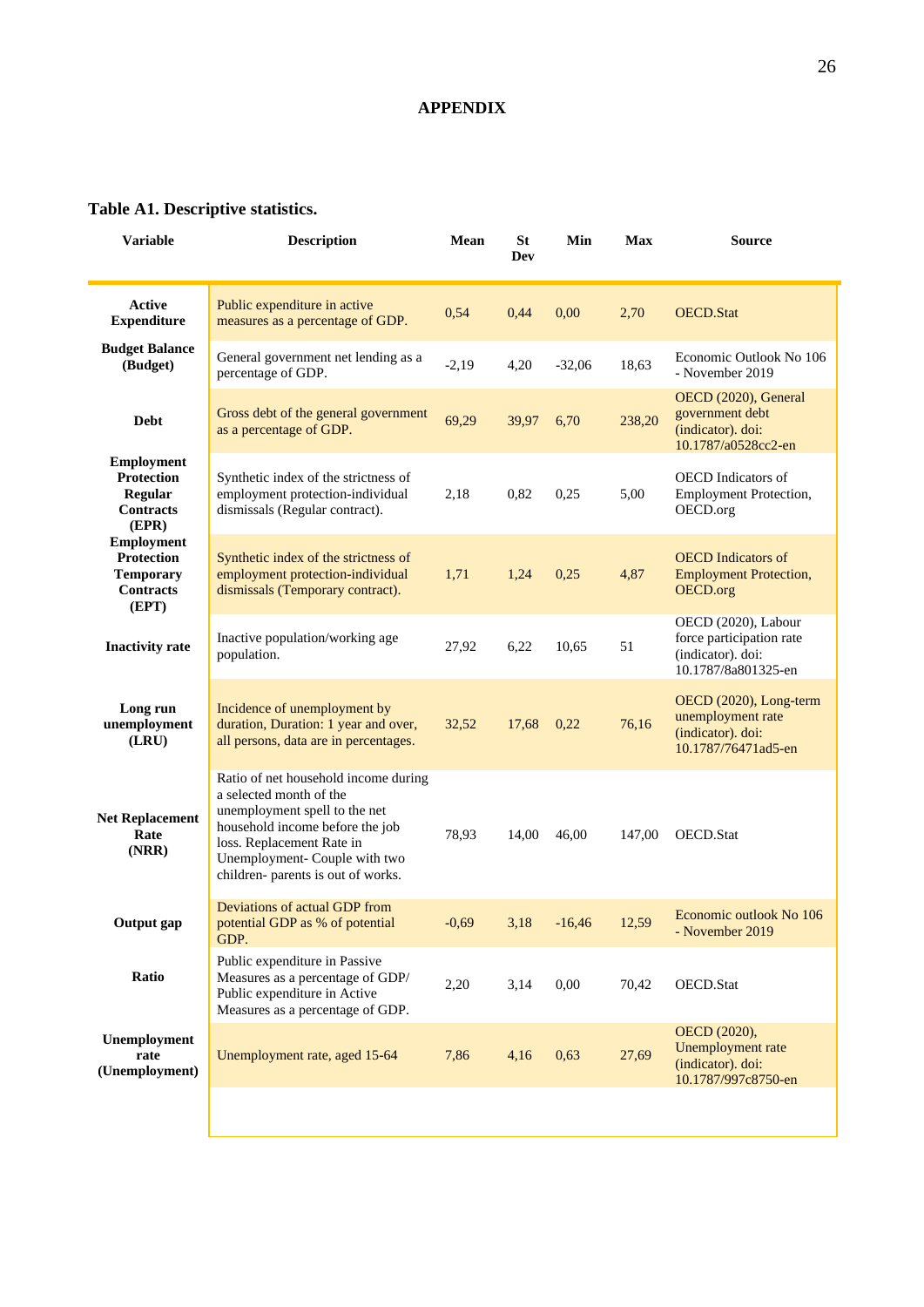# APPENDIX

**Table A1. Descriptive statistics.**

| Variable | Description | Mean | St Dev | Min | Max | Source |
|---|---|---|---|---|---|---|
| **Active Expenditure** | Public expenditure in active measures as a percentage of GDP. | 0,54 | 0,44 | 0,00 | 2,70 | OECD.Stat |
| **Budget Balance (Budget)** | General government net lending as a percentage of GDP. | -2,19 | 4,20 | -32,06 | 18,63 | Economic Outlook No 106 - November 2019 |
| **Debt** | Gross debt of the general government as a percentage of GDP. | 69,29 | 39,97 | 6,70 | 238,20 | OECD (2020), General government debt (indicator). doi: 10.1787/a0528cc2-en |
| **Employment Protection Regular Contracts (EPR)** | Synthetic index of the strictness of employment protection-individual dismissals (Regular contract). | 2,18 | 0,82 | 0,25 | 5,00 | OECD Indicators of Employment Protection, OECD.org |
| **Employment Protection Temporary Contracts (EPT)** | Synthetic index of the strictness of employment protection-individual dismissals (Temporary contract). | 1,71 | 1,24 | 0,25 | 4,87 | OECD Indicators of Employment Protection, OECD.org |
| **Inactivity rate** | Inactive population/working age population. | 27,92 | 6,22 | 10,65 | 51 | OECD (2020), Labour force participation rate (indicator). doi: 10.1787/8a801325-en |
| **Long run unemployment (LRU)** | Incidence of unemployment by duration, Duration: 1 year and over, all persons, data are in percentages. | 32,52 | 17,68 | 0,22 | 76,16 | OECD (2020), Long-term unemployment rate (indicator). doi: 10.1787/76471ad5-en |
| **Net Replacement Rate (NRR)** | Ratio of net household income during a selected month of the unemployment spell to the net household income before the job loss. Replacement Rate in Unemployment- Couple with two children- parents is out of works. | 78,93 | 14,00 | 46,00 | 147,00 | OECD.Stat |
| **Output gap** | Deviations of actual GDP from potential GDP as % of potential GDP. | -0,69 | 3,18 | -16,46 | 12,59 | Economic outlook No 106 - November 2019 |
| **Ratio** | Public expenditure in Passive Measures as a percentage of GDP/ Public expenditure in Active Measures as a percentage of GDP. | 2,20 | 3,14 | 0,00 | 70,42 | OECD.Stat |
| **Unemployment rate (Unemployment)** | Unemployment rate, aged 15-64 | 7,86 | 4,16 | 0,63 | 27,69 | OECD (2020), Unemployment rate (indicator). doi: 10.1787/997c8750-en |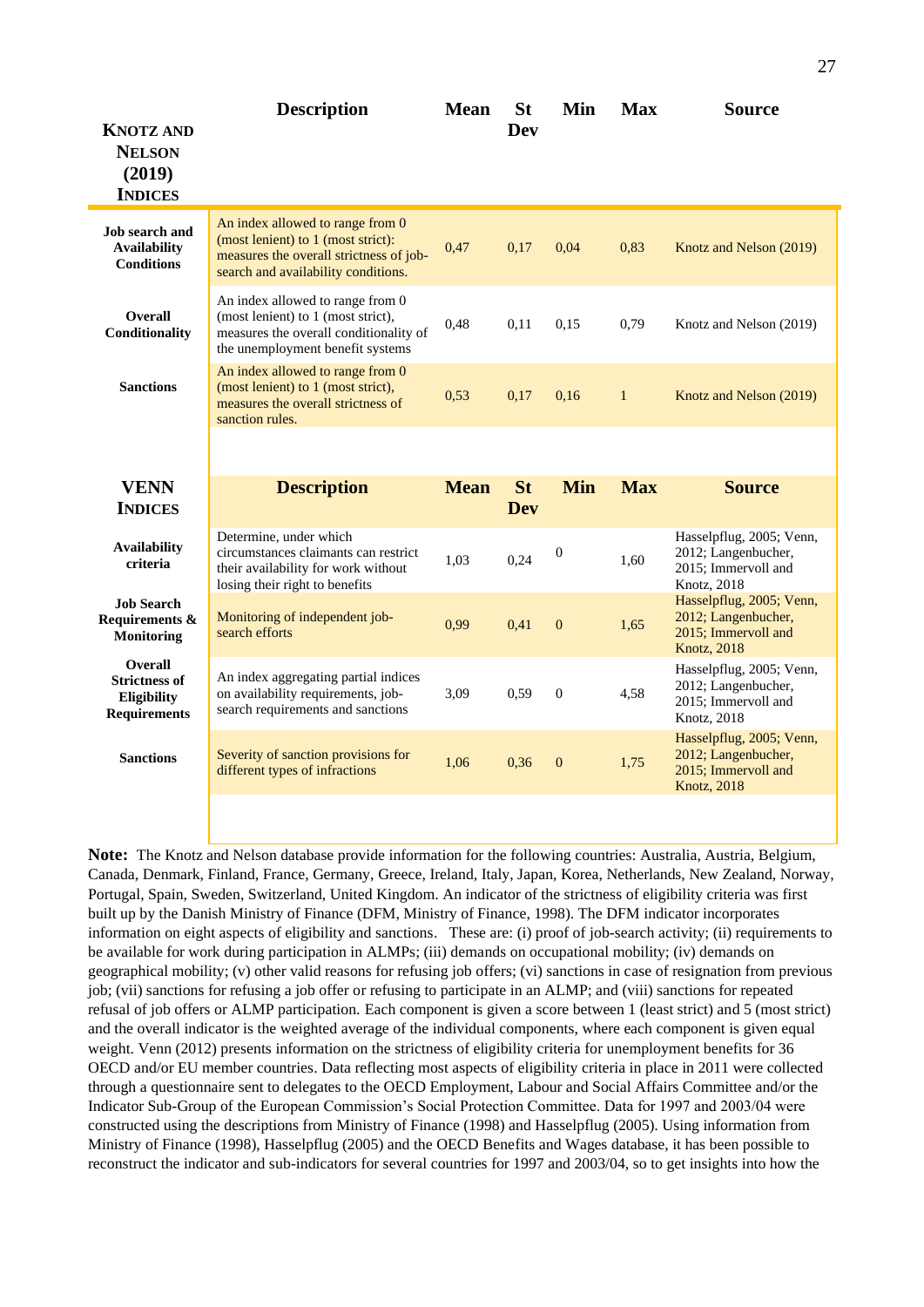| Knotz and Nelson (2019) Indices | Description | Mean | St Dev | Min | Max | Source |
|---|---|---|---|---|---|---|
| **Job search and Availability Conditions** | An index allowed to range from 0 (most lenient) to 1 (most strict): measures the overall strictness of job-search and availability conditions. | 0,47 | 0,17 | 0,04 | 0,83 | Knotz and Nelson (2019) |
| **Overall Conditionality** | An index allowed to range from 0 (most lenient) to 1 (most strict), measures the overall conditionality of the unemployment benefit systems | 0,48 | 0,11 | 0,15 | 0,79 | Knotz and Nelson (2019) |
| **Sanctions** | An index allowed to range from 0 (most lenient) to 1 (most strict), measures the overall strictness of sanction rules. | 0,53 | 0,17 | 0,16 | 1 | Knotz and Nelson (2019) |

| VENN Indices | Description | Mean | St Dev | Min | Max | Source |
|---|---|---|---|---|---|---|
| **Availability criteria** | Determine, under which circumstances claimants can restrict their availability for work without losing their right to benefits | 1,03 | 0,24 | 0 | 1,60 | Hasselpflug, 2005; Venn, 2012; Langenbucher, 2015; Immervoll and Knotz, 2018 |
| **Job Search Requirements & Monitoring** | Monitoring of independent job-search efforts | 0,99 | 0,41 | 0 | 1,65 | Hasselpflug, 2005; Venn, 2012; Langenbucher, 2015; Immervoll and Knotz, 2018 |
| **Overall Strictness of Eligibility Requirements** | An index aggregating partial indices on availability requirements, job-search requirements and sanctions | 3,09 | 0,59 | 0 | 4,58 | Hasselpflug, 2005; Venn, 2012; Langenbucher, 2015; Immervoll and Knotz, 2018 |
| **Sanctions** | Severity of sanction provisions for different types of infractions | 1,06 | 0,36 | 0 | 1,75 | Hasselpflug, 2005; Venn, 2012; Langenbucher, 2015; Immervoll and Knotz, 2018 |

**Note:** The Knotz and Nelson database provide information for the following countries: Australia, Austria, Belgium, Canada, Denmark, Finland, France, Germany, Greece, Ireland, Italy, Japan, Korea, Netherlands, New Zealand, Norway, Portugal, Spain, Sweden, Switzerland, United Kingdom. An indicator of the strictness of eligibility criteria was first built up by the Danish Ministry of Finance (DFM, Ministry of Finance, 1998). The DFM indicator incorporates information on eight aspects of eligibility and sanctions. These are: (i) proof of job-search activity; (ii) requirements to be available for work during participation in ALMPs; (iii) demands on occupational mobility; (iv) demands on geographical mobility; (v) other valid reasons for refusing job offers; (vi) sanctions in case of resignation from previous job; (vii) sanctions for refusing a job offer or refusing to participate in an ALMP; and (viii) sanctions for repeated refusal of job offers or ALMP participation. Each component is given a score between 1 (least strict) and 5 (most strict) and the overall indicator is the weighted average of the individual components, where each component is given equal weight. Venn (2012) presents information on the strictness of eligibility criteria for unemployment benefits for 36 OECD and/or EU member countries. Data reflecting most aspects of eligibility criteria in place in 2011 were collected through a questionnaire sent to delegates to the OECD Employment, Labour and Social Affairs Committee and/or the Indicator Sub-Group of the European Commission's Social Protection Committee. Data for 1997 and 2003/04 were constructed using the descriptions from Ministry of Finance (1998) and Hasselpflug (2005). Using information from Ministry of Finance (1998), Hasselpflug (2005) and the OECD Benefits and Wages database, it has been possible to reconstruct the indicator and sub-indicators for several countries for 1997 and 2003/04, so to get insights into how the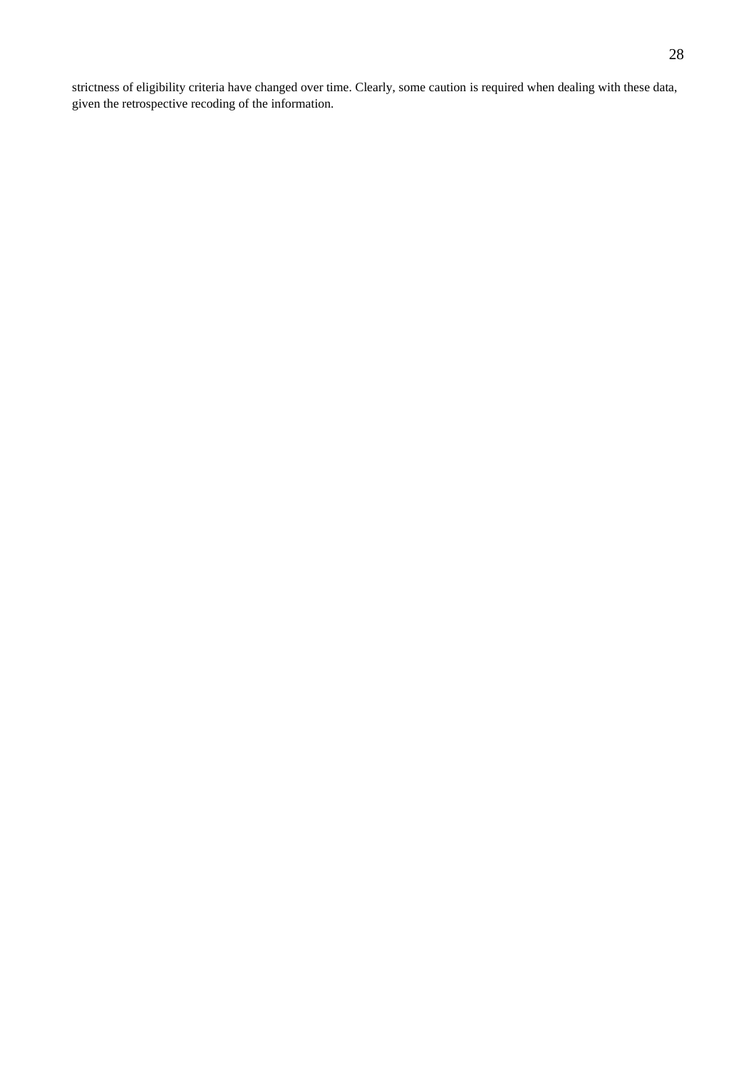strictness of eligibility criteria have changed over time. Clearly, some caution is required when dealing with these data, given the retrospective recoding of the information.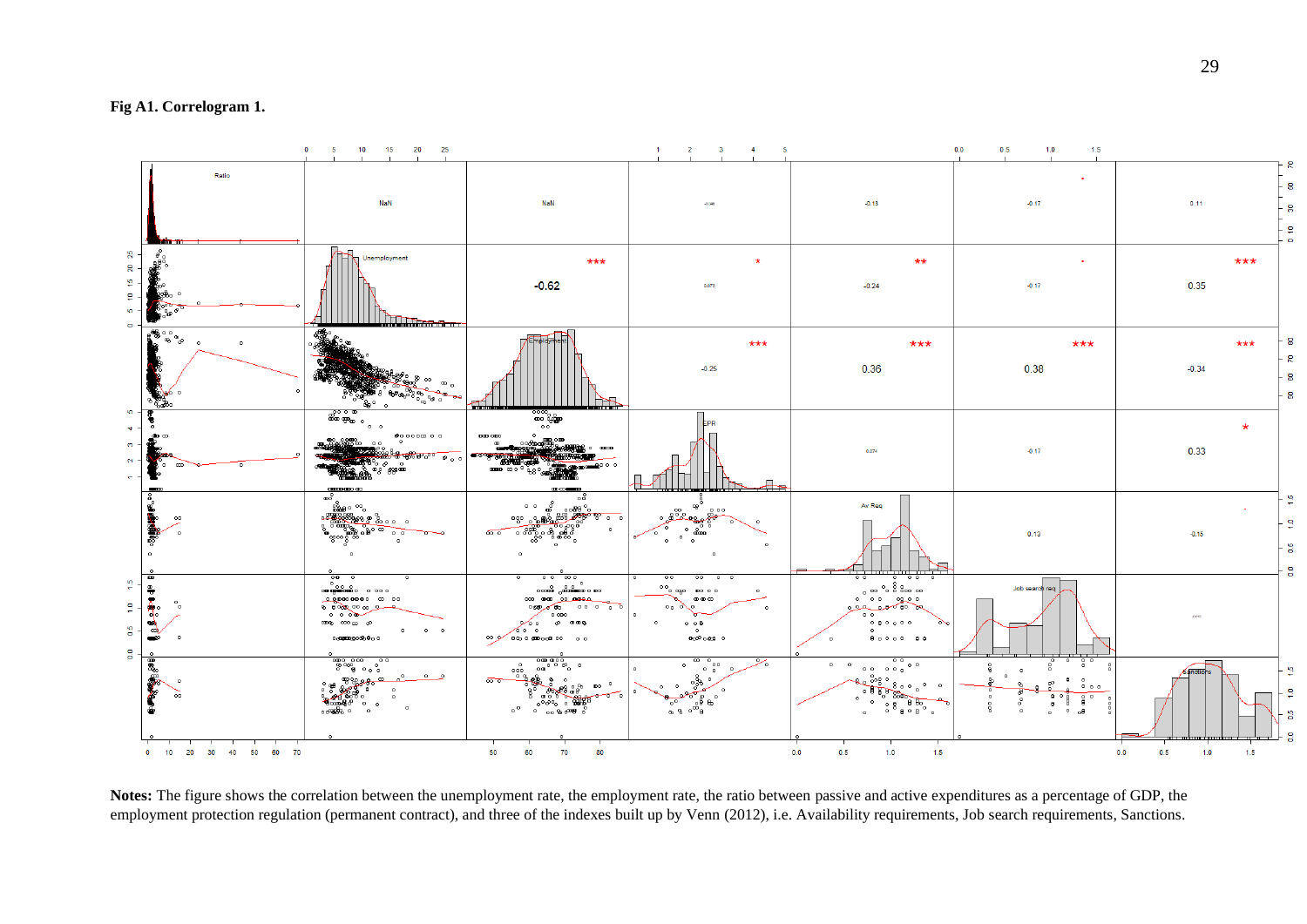**Fig A1. Correlogram 1.**

**Notes:** The figure shows the correlation between the unemployment rate, the employment rate, the ratio between passive and active expenditures as a percentage of GDP, the employment protection regulation (permanent contract), and three of the indexes built up by Venn (2012), i.e. Availability requirements, Job search requirements, Sanctions.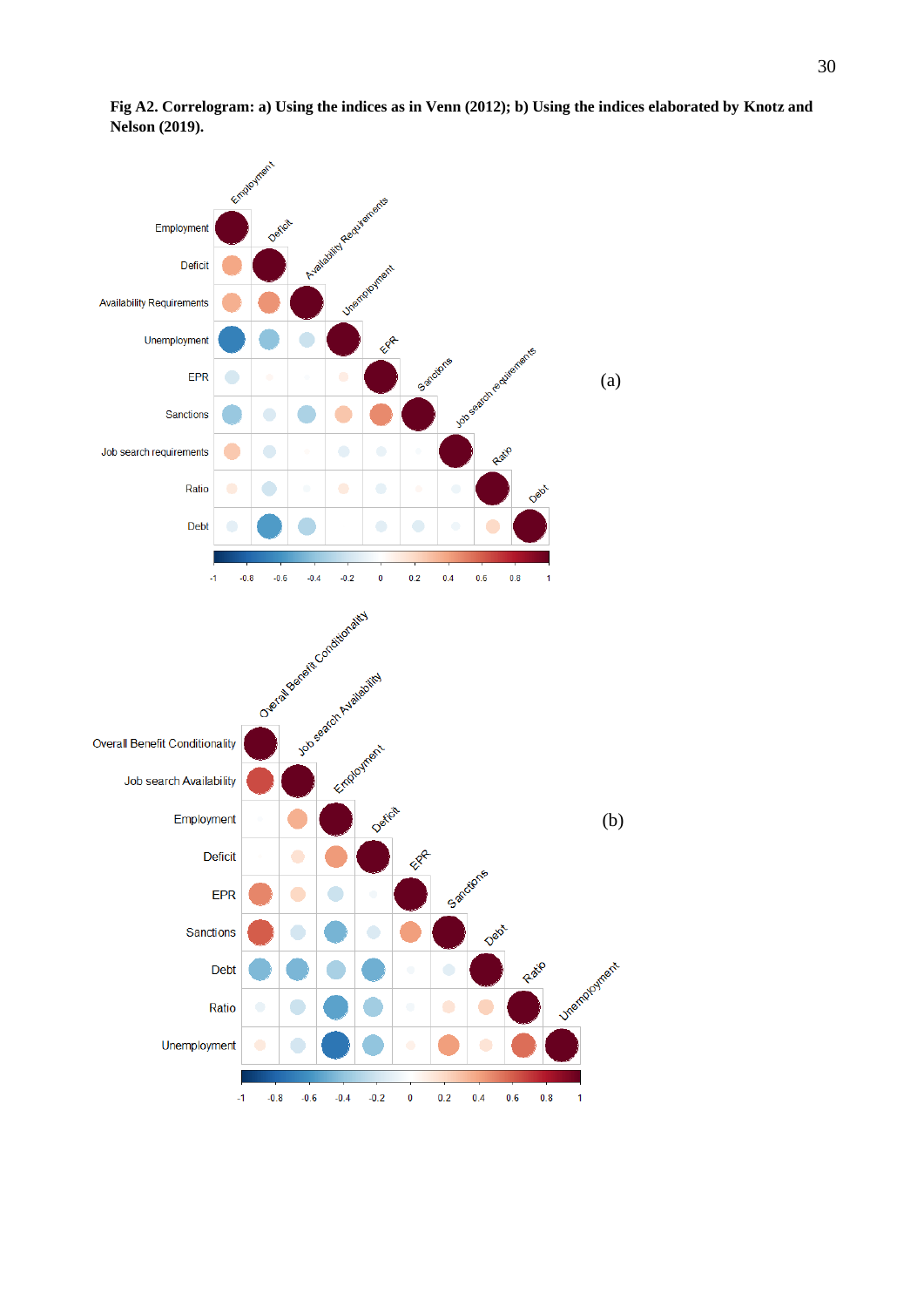**Fig A2. Correlogram: a) Using the indices as in Venn (2012); b) Using the indices elaborated by Knotz and Nelson (2019).**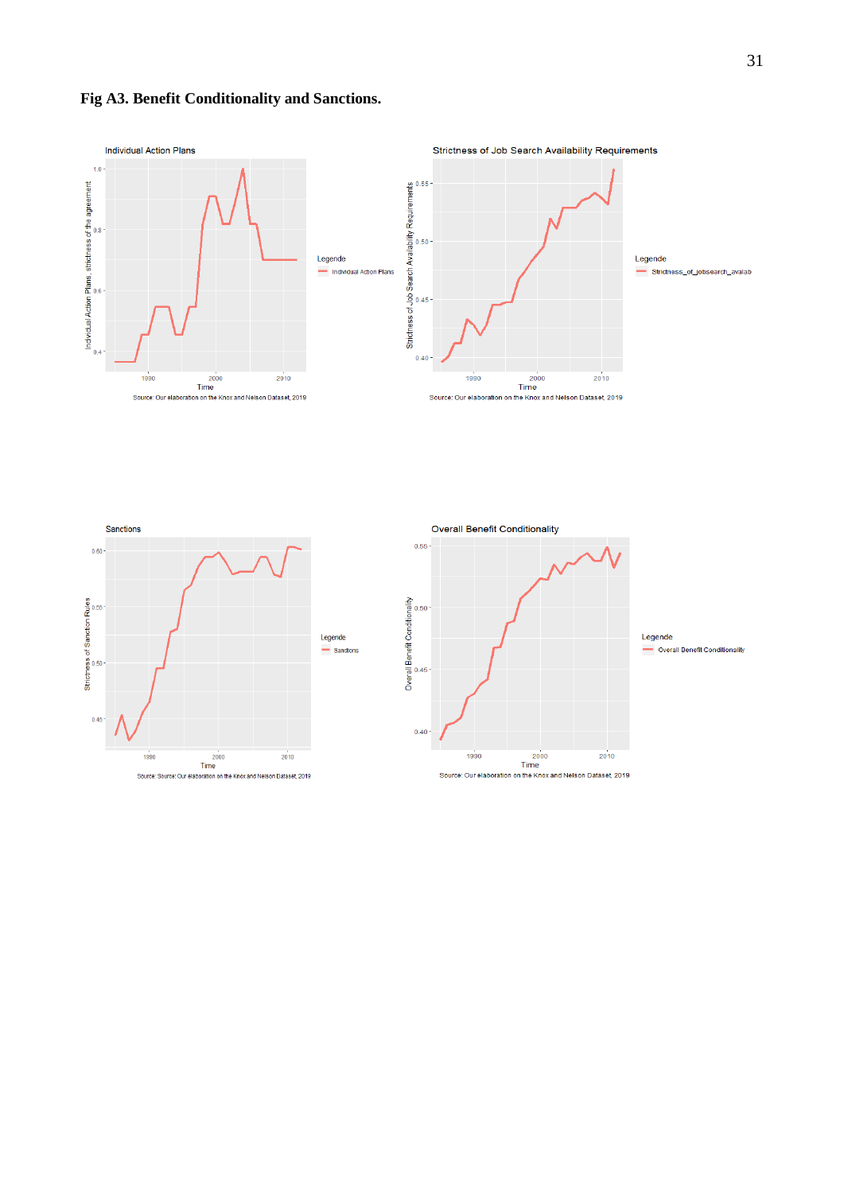**Fig A3. Benefit Conditionality and Sanctions.**

Individual Action Plans

Source: Our elaboration on the Knox and Nelson Dataset, 2019

Strictness of Job Search Availability Requirements

Source: Our elaboration on the Knox and Nelson Dataset, 2019

Sanctions

Source: Source: Our elaboration on the Knox and Nelson Dataset, 2019

Overall Benefit Conditionality

Source: Our elaboration on the Knox and Nelson Dataset, 2019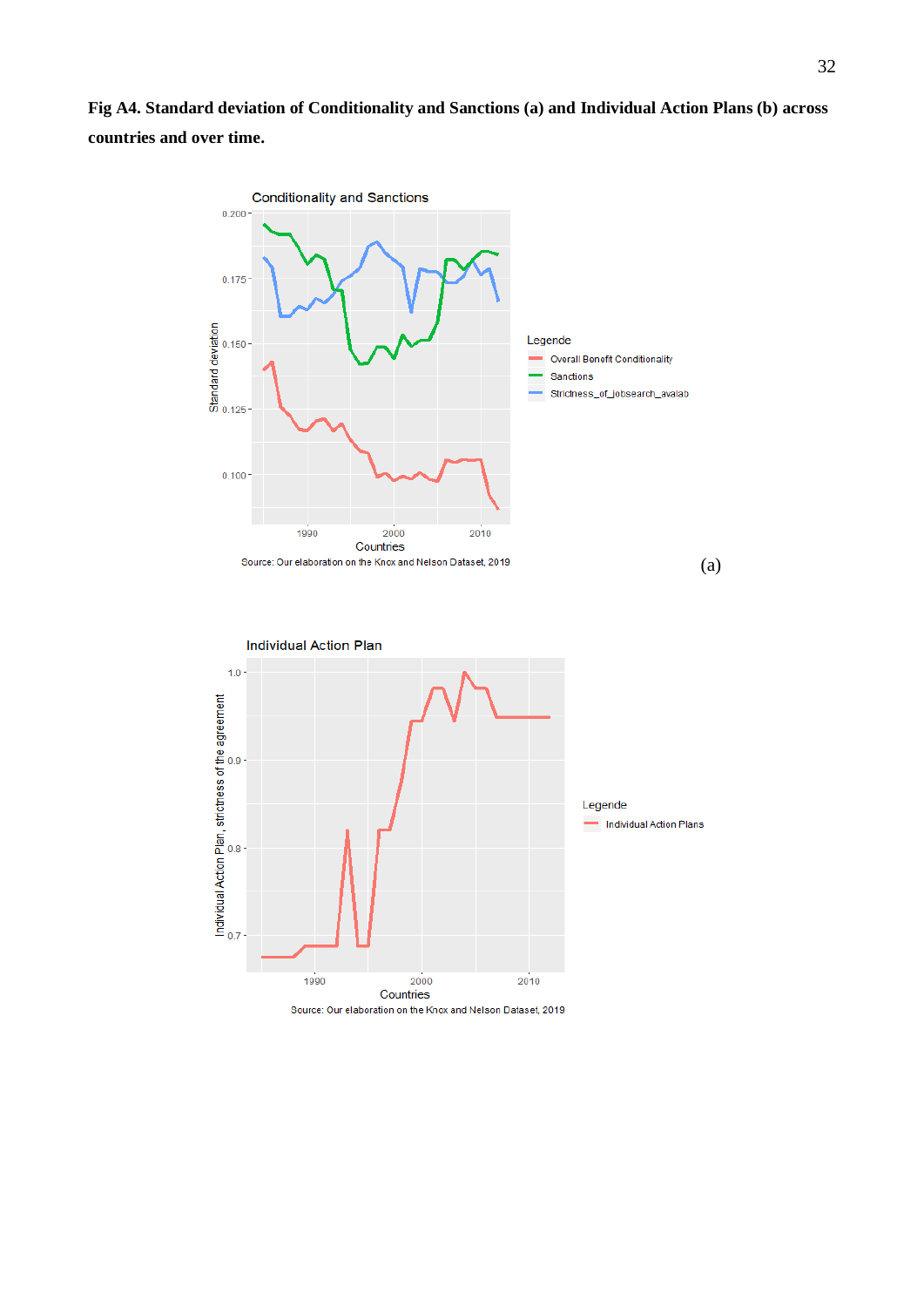**Fig A4. Standard deviation of Conditionality and Sanctions (a) and Individual Action Plans (b) across countries and over time.**

(a)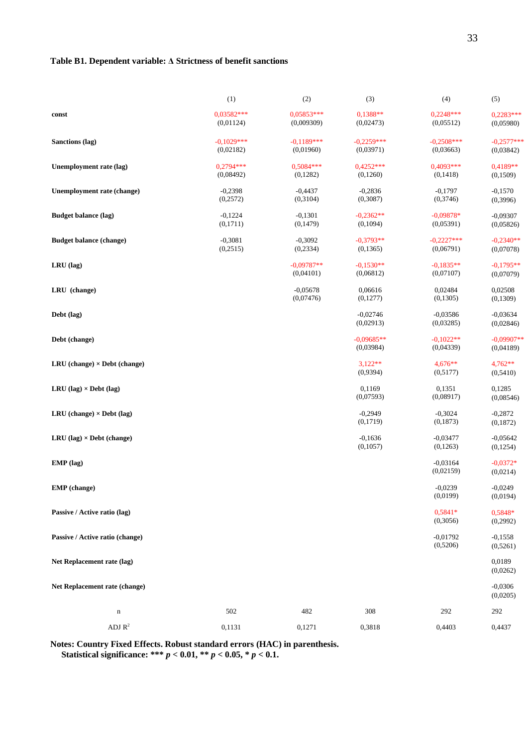**Table B1. Dependent variable: Δ Strictness of benefit sanctions**

| | (1) | (2) | (3) | (4) | (5) |
|---|---|---|---|---|---|
| **const** | 0,03582*** (0,01124) | 0,05853*** (0,009309) | 0,1388** (0,02473) | 0,2248*** (0,05512) | 0,2283*** (0,05980) |
| **Sanctions (lag)** | -0,1029*** (0,02182) | -0,1189*** (0,01960) | -0,2259*** (0,03971) | -0,2508*** (0,03663) | -0,2577*** (0,03842) |
| **Unemployment rate (lag)** | 0,2794*** (0,08492) | 0,5084*** (0,1282) | 0,4252*** (0,1260) | 0,4093*** (0,1418) | 0,4189** (0,1509) |
| **Unemployment rate (change)** | -0,2398 (0,2572) | -0,4437 (0,3104) | -0,2836 (0,3087) | -0,1797 (0,3746) | -0,1570 (0,3996) |
| **Budget balance (lag)** | -0,1224 (0,1711) | -0,1301 (0,1479) | -0,2362** (0,1094) | -0,09878* (0,05391) | -0,09307 (0,05826) |
| **Budget balance (change)** | -0,3081 (0,2515) | -0,3092 (0,2334) | -0,3793** (0,1365) | -0,2227*** (0,06791) | -0,2340** (0,07078) |
| **LRU (lag)** | | -0,09787** (0,04101) | -0,1530** (0,06812) | -0,1835** (0,07107) | -0,1795** (0,07079) |
| **LRU (change)** | | -0,05678 (0,07476) | 0,06616 (0,1277) | 0,02484 (0,1305) | 0,02508 (0,1309) |
| **Debt (lag)** | | | -0,02746 (0,02913) | -0,03586 (0,03285) | -0,03634 (0,02846) |
| **Debt (change)** | | | -0,09685** (0,03984) | -0,1022** (0,04339) | -0,09907** (0,04189) |
| **LRU (change) × Debt (change)** | | | 3,122** (0,9394) | 4,676** (0,5177) | 4,762** (0,5410) |
| **LRU (lag) × Debt (lag)** | | | 0,1169 (0,07593) | 0,1351 (0,08917) | 0,1285 (0,08546) |
| **LRU (change) × Debt (lag)** | | | -0,2949 (0,1719) | -0,3024 (0,1873) | -0,2872 (0,1872) |
| **LRU (lag) × Debt (change)** | | | -0,1636 (0,1057) | -0,03477 (0,1263) | -0,05642 (0,1254) |
| **EMP (lag)** | | | | -0,03164 (0,02159) | -0,0372* (0,0214) |
| **EMP (change)** | | | | -0,0239 (0,0199) | -0,0249 (0,0194) |
| **Passive / Active ratio (lag)** | | | | 0,5841* (0,3056) | 0,5848* (0,2992) |
| **Passive / Active ratio (change)** | | | | -0,01792 (0,5206) | -0,1558 (0,5261) |
| **Net Replacement rate (lag)** | | | | | 0,0189 (0,0262) |
| **Net Replacement rate (change)** | | | | | -0,0306 (0,0205) |
| n | 502 | 482 | 308 | 292 | 292 |
| ADJ $R^2$ | 0,1131 | 0,1271 | 0,3818 | 0,4403 | 0,4437 |

**Notes: Country Fixed Effects. Robust standard errors (HAC) in parenthesis.**
**Statistical significance: \*\*\* $p < 0.01$, \*\* $p < 0.05$, \* $p < 0.1$.**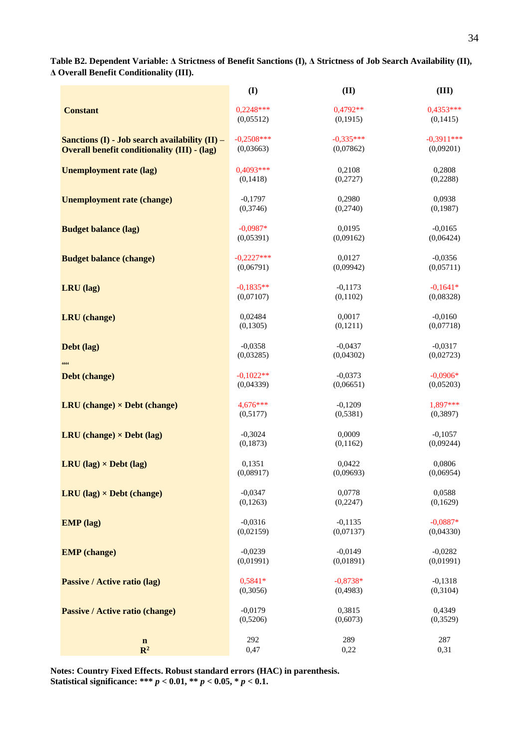**Table B2. Dependent Variable: Δ Strictness of Benefit Sanctions (I), Δ Strictness of Job Search Availability (II), Δ Overall Benefit Conditionality (III).**

| | (I) | (II) | (III) |
|---|---|---|---|
| **Constant** | 0,2248***<br>(0,05512) | 0,4792**<br>(0,1915) | 0,4353***<br>(0,1415) |
| **Sanctions (I) - Job search availability (II) – Overall benefit conditionality (III) - (lag)** | -0,2508***<br>(0,03663) | -0,335***<br>(0,07862) | -0,3911***<br>(0,09201) |
| **Unemployment rate (lag)** | 0,4093***<br>(0,1418) | 0,2108<br>(0,2727) | 0,2808<br>(0,2288) |
| **Unemployment rate (change)** | -0,1797<br>(0,3746) | 0,2980<br>(0,2740) | 0,0938<br>(0,1987) |
| **Budget balance (lag)** | -0,0987*<br>(0,05391) | 0,0195<br>(0,09162) | -0,0165<br>(0,06424) |
| **Budget balance (change)** | -0,2227***<br>(0,06791) | 0,0127<br>(0,09942) | -0,0356<br>(0,05711) |
| **LRU (lag)** | -0,1835**<br>(0,07107) | -0,1173<br>(0,1102) | -0,1641*<br>(0,08328) |
| **LRU (change)** | 0,02484<br>(0,1305) | 0,0017<br>(0,1211) | -0,0160<br>(0,07718) |
| **Debt (lag)** | -0,0358<br>(0,03285) | -0,0437<br>(0,04302) | -0,0317<br>(0,02723) |
| **Debt (change)** | -0,1022**<br>(0,04339) | -0,0373<br>(0,06651) | -0,0906*<br>(0,05203) |
| **LRU (change) × Debt (change)** | 4,676***<br>(0,5177) | -0,1209<br>(0,5381) | 1,897***<br>(0,3897) |
| **LRU (change) × Debt (lag)** | -0,3024<br>(0,1873) | 0,0009<br>(0,1162) | -0,1057<br>(0,09244) |
| **LRU (lag) × Debt (lag)** | 0,1351<br>(0,08917) | 0,0422<br>(0,09693) | 0,0806<br>(0,06954) |
| **LRU (lag) × Debt (change)** | -0,0347<br>(0,1263) | 0,0778<br>(0,2247) | 0,0588<br>(0,1629) |
| **EMP (lag)** | -0,0316<br>(0,02159) | -0,1135<br>(0,07137) | -0,0887*<br>(0,04330) |
| **EMP (change)** | -0,0239<br>(0,01991) | -0,0149<br>(0,01891) | -0,0282<br>(0,01991) |
| **Passive / Active ratio (lag)** | 0,5841*<br>(0,3056) | -0,8738*<br>(0,4983) | -0,1318<br>(0,3104) |
| **Passive / Active ratio (change)** | -0,0179<br>(0,5206) | 0,3815<br>(0,6073) | 0,4349<br>(0,3529) |
| **n** | 292 | 289 | 287 |
| **$R^2$** | 0,47 | 0,22 | 0,31 |

**Notes: Country Fixed Effects. Robust standard errors (HAC) in parenthesis.**
**Statistical significance: *** $p < 0.01$, ** $p < 0.05$, * $p < 0.1$.**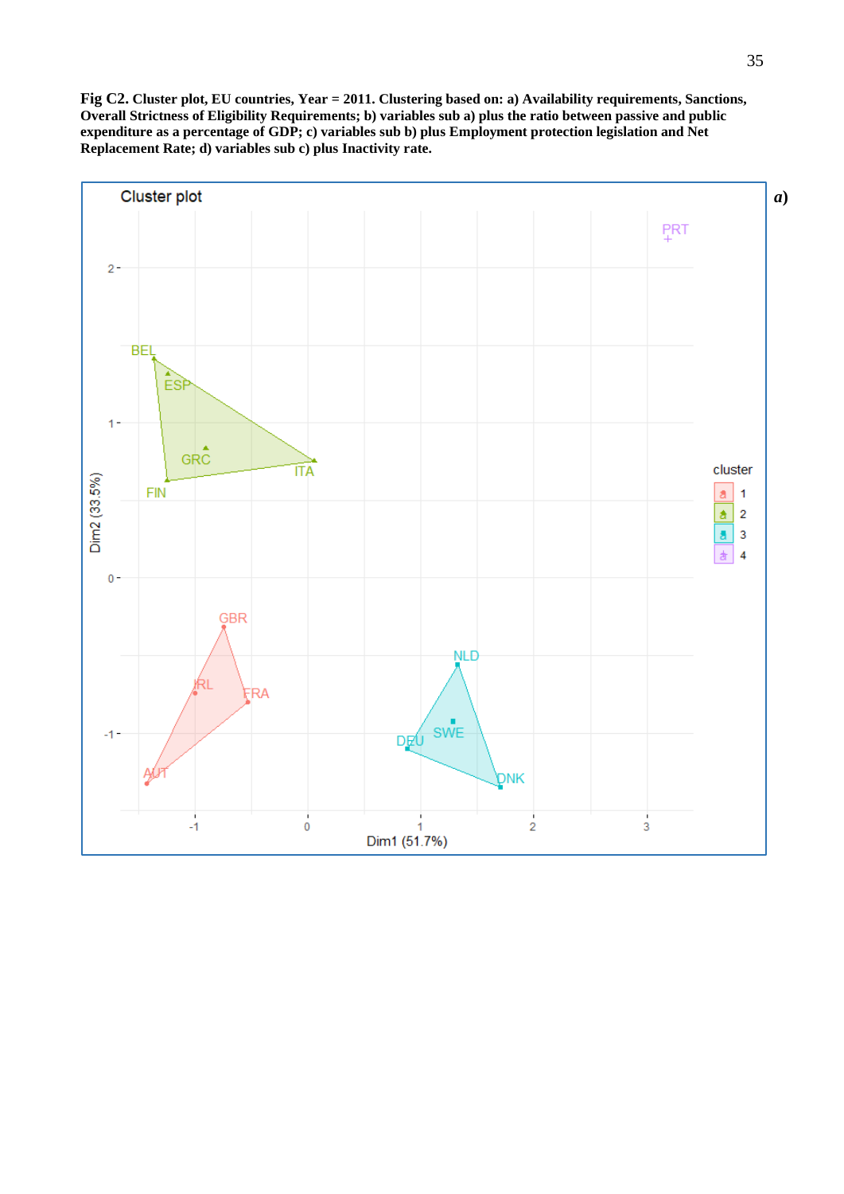**Fig C2. Cluster plot, EU countries, Year = 2011. Clustering based on: a) Availability requirements, Sanctions, Overall Strictness of Eligibility Requirements; b) variables sub a) plus the ratio between passive and public expenditure as a percentage of GDP; c) variables sub b) plus Employment protection legislation and Net Replacement Rate; d) variables sub c) plus Inactivity rate.**

*a)*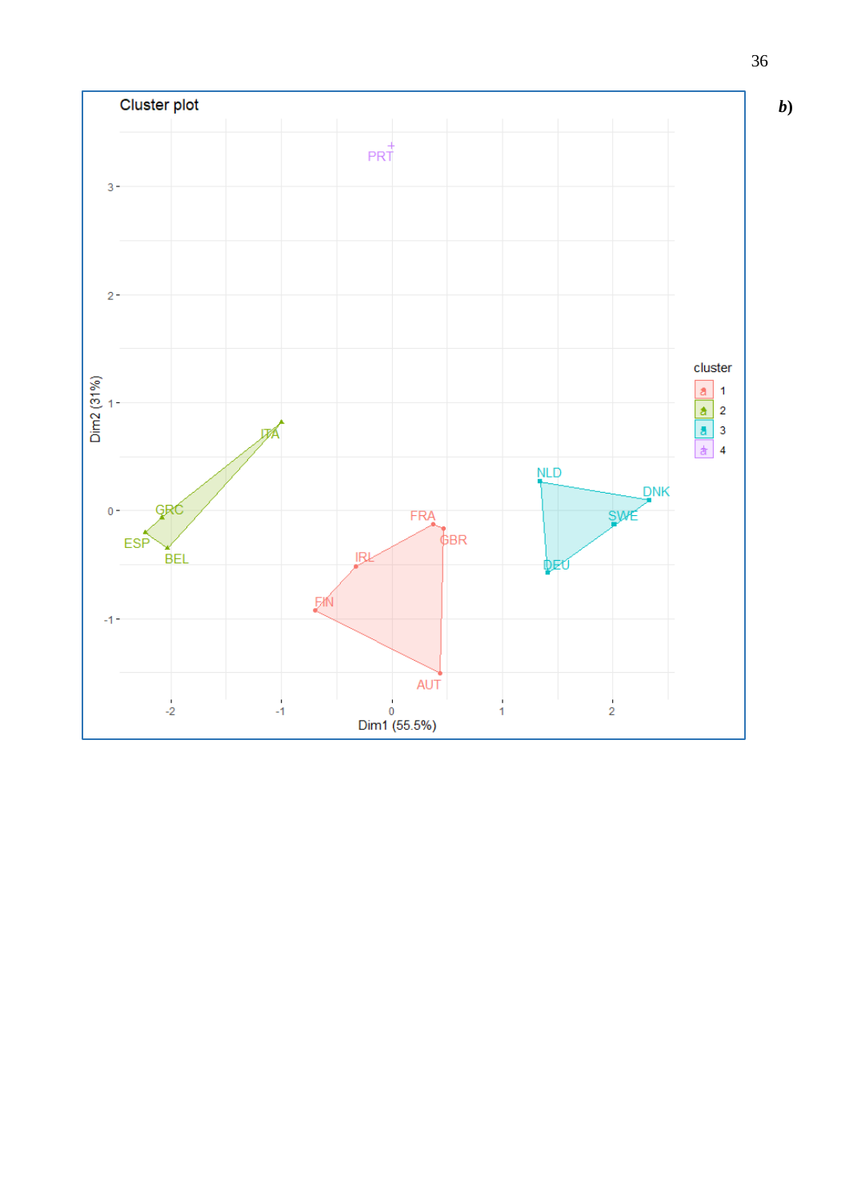*b)*

Cluster plot

| cluster | Countries |
|---|---|
| 1 | FRA, GBR, IRL, FIN, AUT |
| 2 | ITA, GRC, ESP, BEL |
| 3 | NLD, DNK, SWE, DEU |
| 4 | PRT |

Dim1 (55.5%)

Dim2 (31%)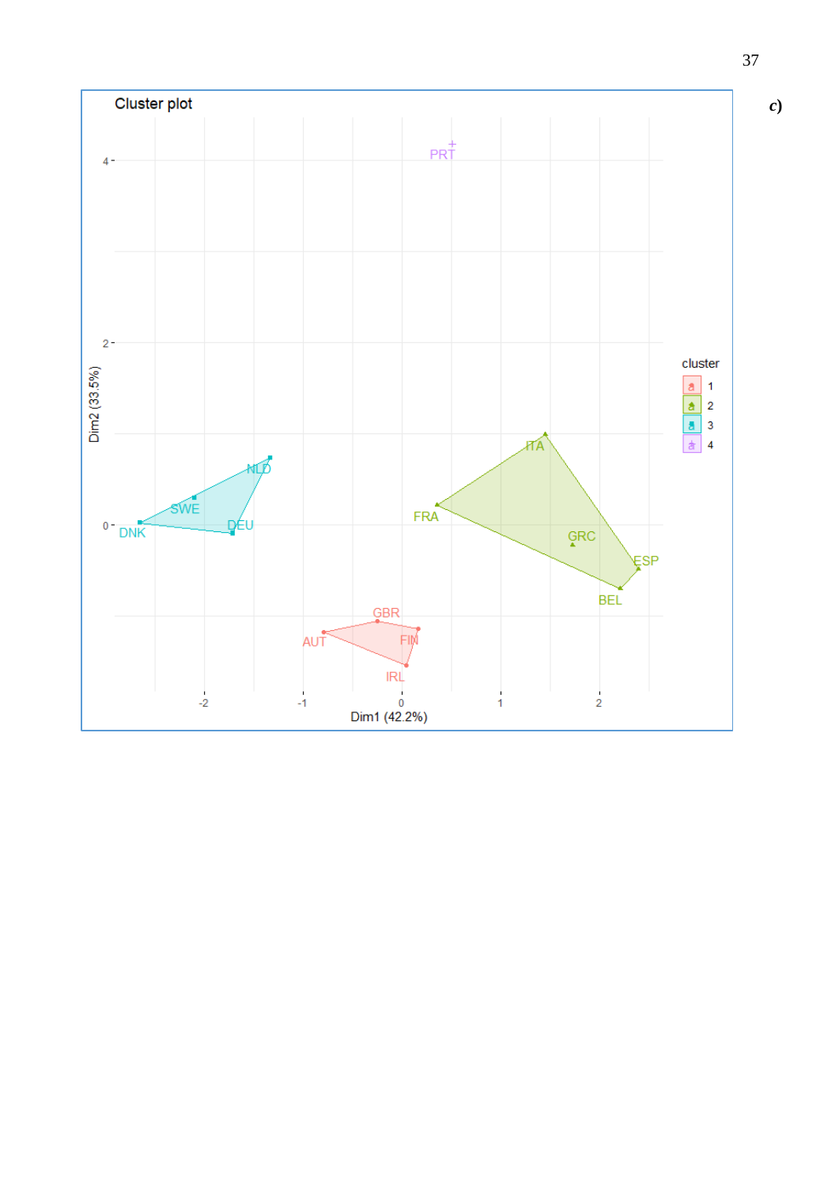*c)*

Cluster plot

| cluster | Countries |
|---|---|
| 1 | AUT, GBR, FIN, IRL |
| 2 | ITA, FRA, GRC, ESP, BEL |
| 3 | NLD, SWE, DNK, DEU |
| 4 | PRT |

Dim1 (42.2%)

Dim2 (33.5%)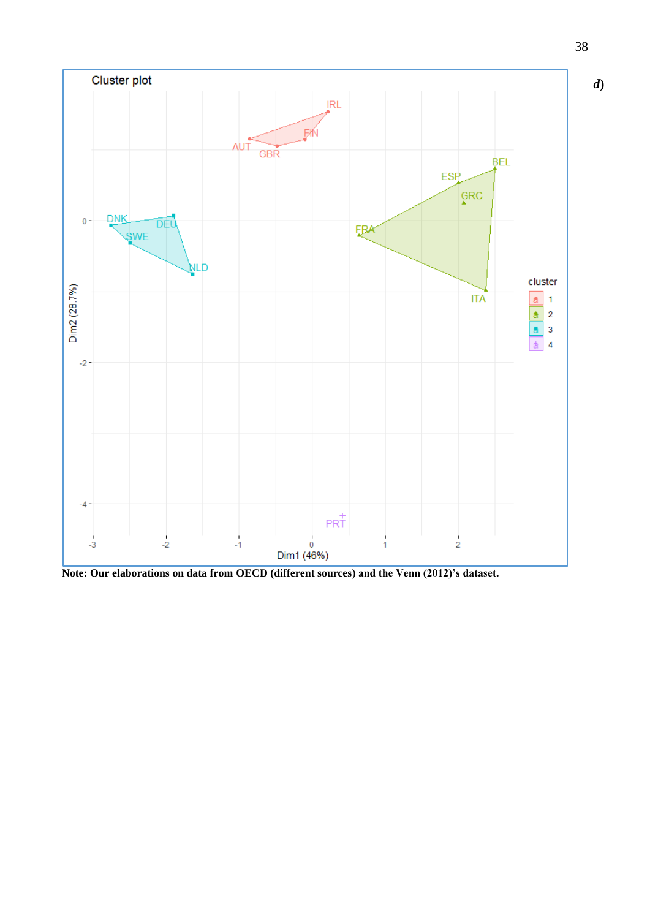***d)***

**Note: Our elaborations on data from OECD (different sources) and the Venn (2012)'s dataset.**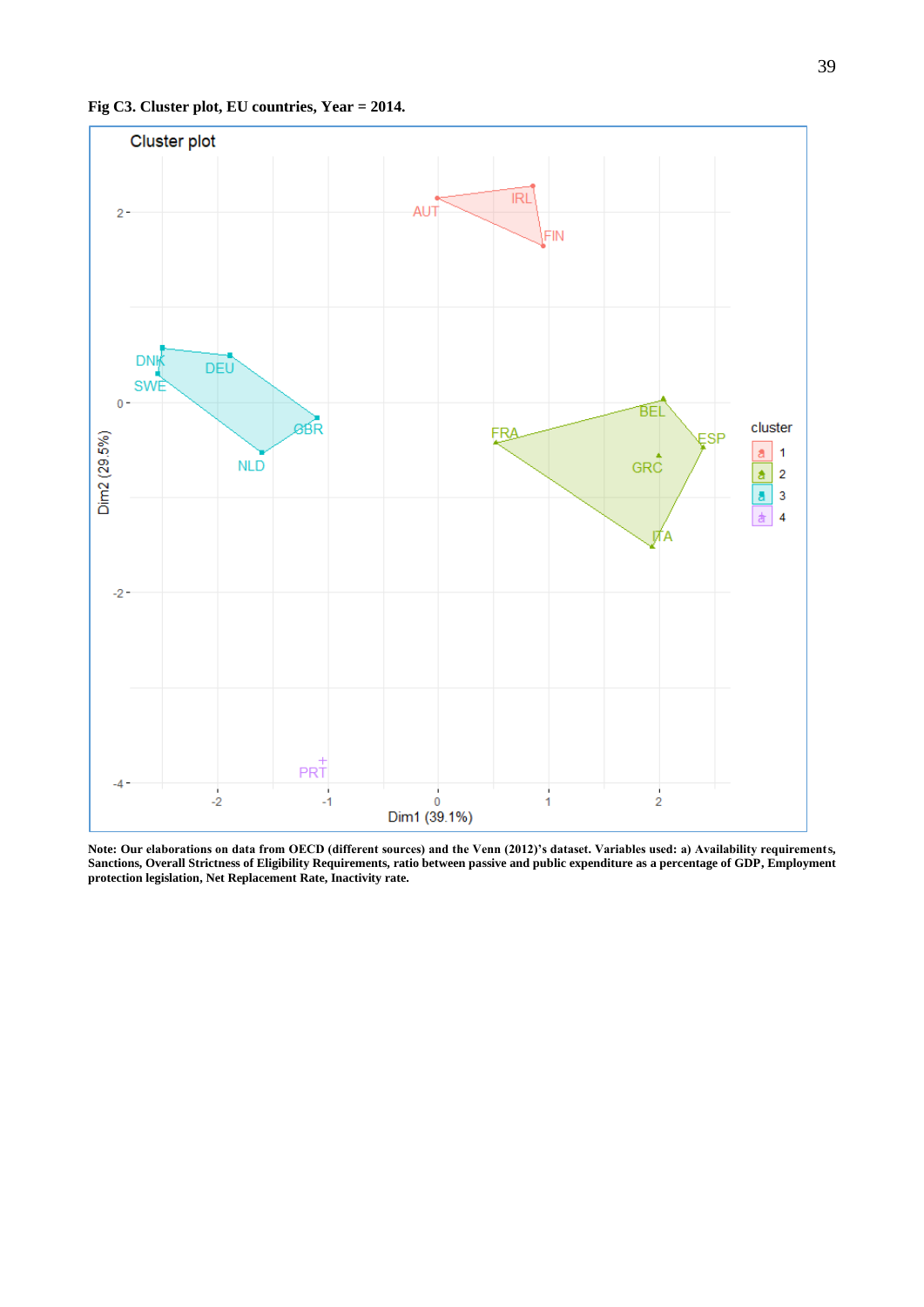**Fig C3. Cluster plot, EU countries, Year = 2014.**

**Note: Our elaborations on data from OECD (different sources) and the Venn (2012)'s dataset. Variables used: a) Availability requirements, Sanctions, Overall Strictness of Eligibility Requirements, ratio between passive and public expenditure as a percentage of GDP, Employment protection legislation, Net Replacement Rate, Inactivity rate.**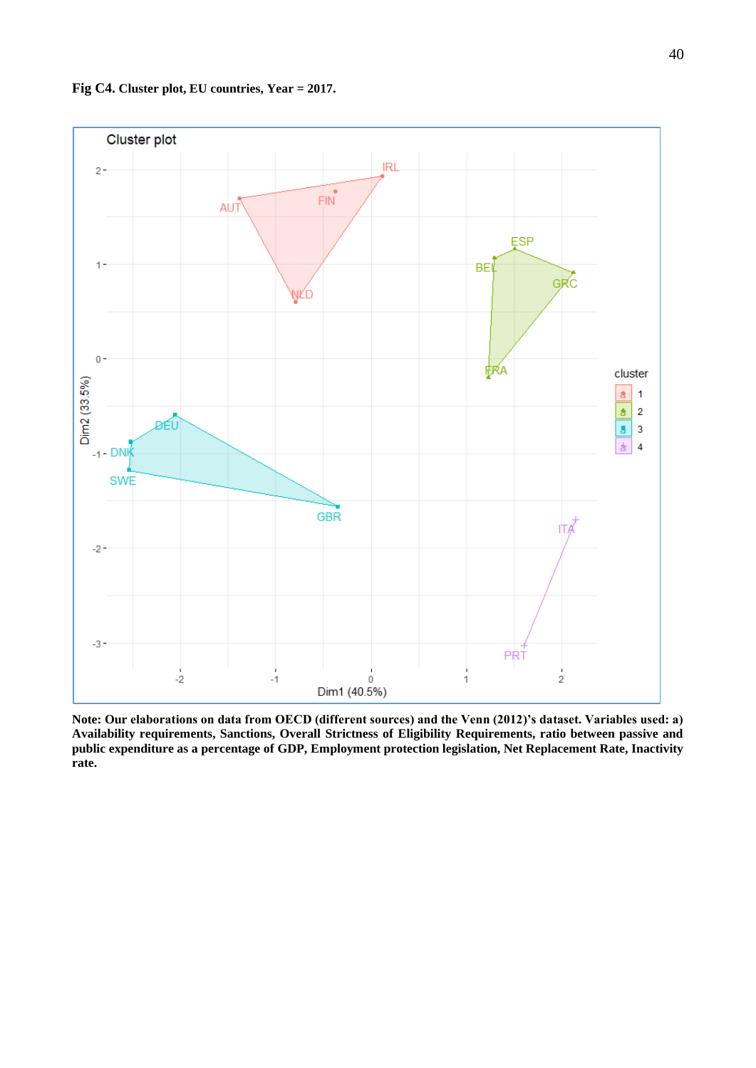**Fig C4. Cluster plot, EU countries, Year = 2017.**

**Note: Our elaborations on data from OECD (different sources) and the Venn (2012)'s dataset. Variables used: a) Availability requirements, Sanctions, Overall Strictness of Eligibility Requirements, ratio between passive and public expenditure as a percentage of GDP, Employment protection legislation, Net Replacement Rate, Inactivity rate.**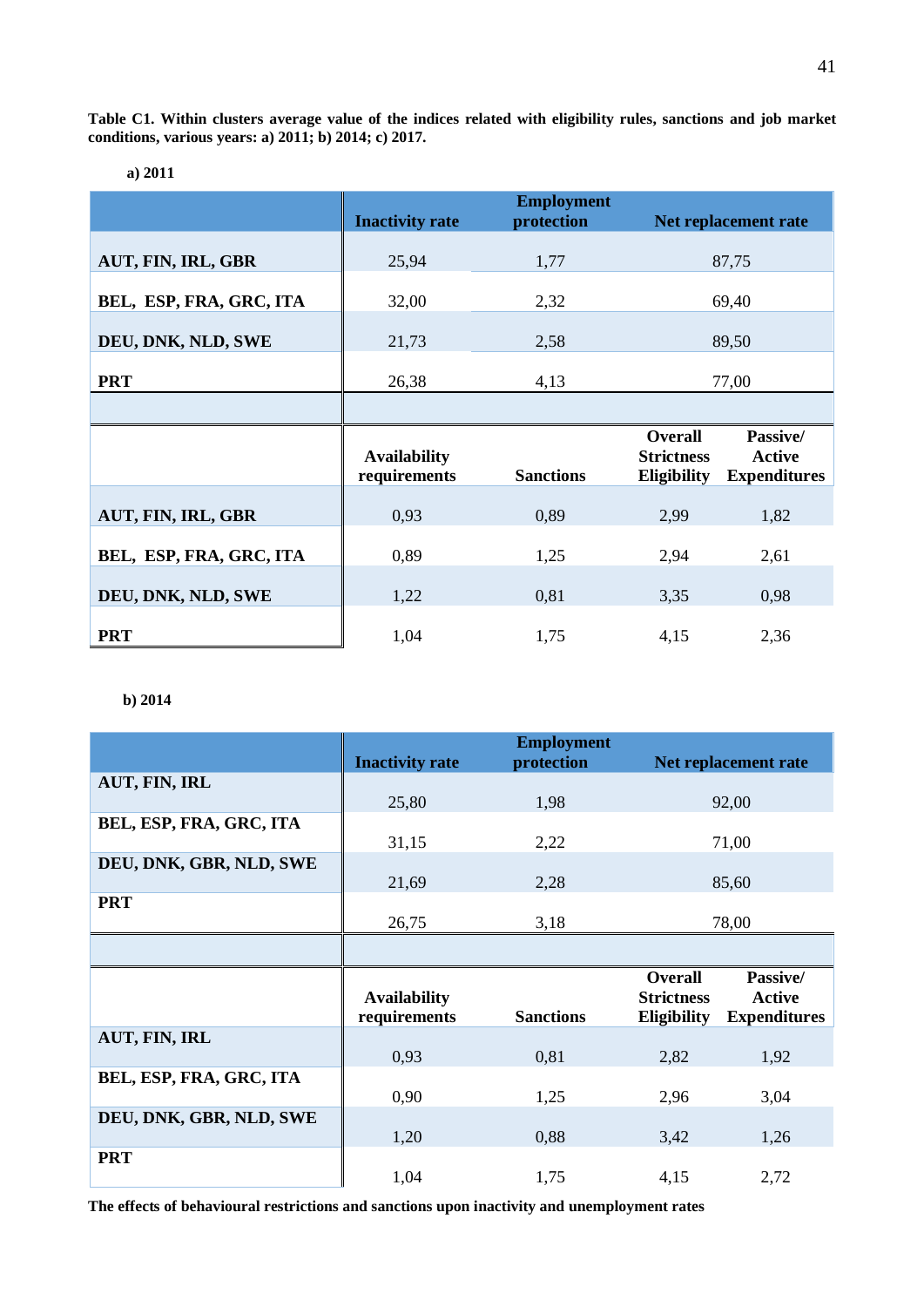**Table C1. Within clusters average value of the indices related with eligibility rules, sanctions and job market conditions, various years: a) 2011; b) 2014; c) 2017.**

**a) 2011**

| | Inactivity rate | Employment protection | Net replacement rate | |
|---|---|---|---|---|
| **AUT, FIN, IRL, GBR** | 25,94 | 1,77 | 87,75 | |
| **BEL, ESP, FRA, GRC, ITA** | 32,00 | 2,32 | 69,40 | |
| **DEU, DNK, NLD, SWE** | 21,73 | 2,58 | 89,50 | |
| **PRT** | 26,38 | 4,13 | 77,00 | |
| | | | | |
| | **Availability requirements** | **Sanctions** | **Overall Strictness Eligibility** | **Passive/ Active Expenditures** |
| **AUT, FIN, IRL, GBR** | 0,93 | 0,89 | 2,99 | 1,82 |
| **BEL, ESP, FRA, GRC, ITA** | 0,89 | 1,25 | 2,94 | 2,61 |
| **DEU, DNK, NLD, SWE** | 1,22 | 0,81 | 3,35 | 0,98 |
| **PRT** | 1,04 | 1,75 | 4,15 | 2,36 |

**b) 2014**

| | Inactivity rate | Employment protection | Net replacement rate | |
|---|---|---|---|---|
| **AUT, FIN, IRL** | 25,80 | 1,98 | 92,00 | |
| **BEL, ESP, FRA, GRC, ITA** | 31,15 | 2,22 | 71,00 | |
| **DEU, DNK, GBR, NLD, SWE** | 21,69 | 2,28 | 85,60 | |
| **PRT** | 26,75 | 3,18 | 78,00 | |
| | | | | |
| | **Availability requirements** | **Sanctions** | **Overall Strictness Eligibility** | **Passive/ Active Expenditures** |
| **AUT, FIN, IRL** | 0,93 | 0,81 | 2,82 | 1,92 |
| **BEL, ESP, FRA, GRC, ITA** | 0,90 | 1,25 | 2,96 | 3,04 |
| **DEU, DNK, GBR, NLD, SWE** | 1,20 | 0,88 | 3,42 | 1,26 |
| **PRT** | 1,04 | 1,75 | 4,15 | 2,72 |